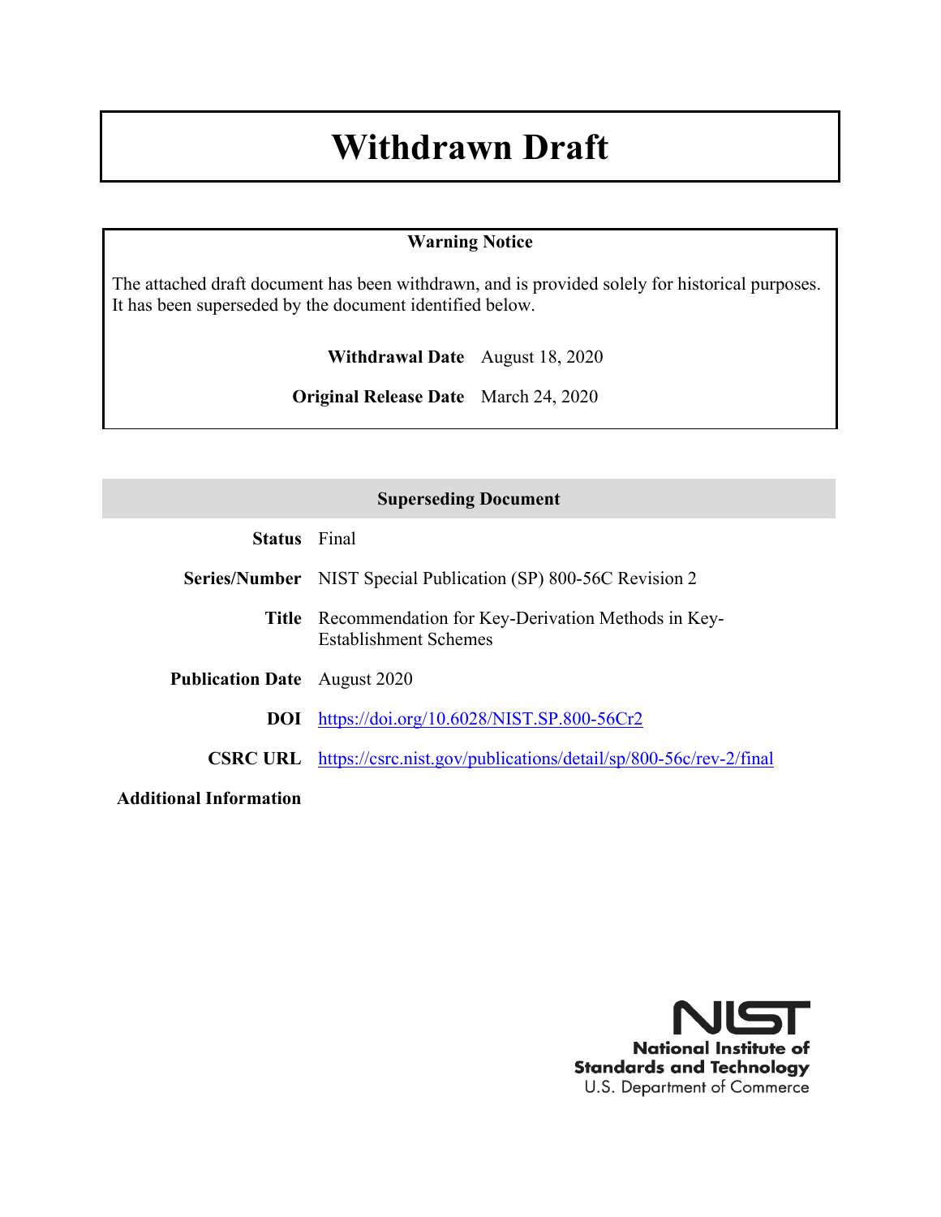# Withdrawn Draft

**Warning Notice**

The attached draft document has been withdrawn, and is provided solely for historical purposes. It has been superseded by the document identified below.

**Withdrawal Date** August 18, 2020

**Original Release Date** March 24, 2020

**Superseding Document**

| | |
|---|---|
| **Status** | Final |
| **Series/Number** | NIST Special Publication (SP) 800-56C Revision 2 |
| **Title** | Recommendation for Key-Derivation Methods in Key-Establishment Schemes |
| **Publication Date** | August 2020 |
| **DOI** | https://doi.org/10.6028/NIST.SP.800-56Cr2 |
| **CSRC URL** | https://csrc.nist.gov/publications/detail/sp/800-56c/rev-2/final |
| **Additional Information** | |

**National Institute of Standards and Technology**
U.S. Department of Commerce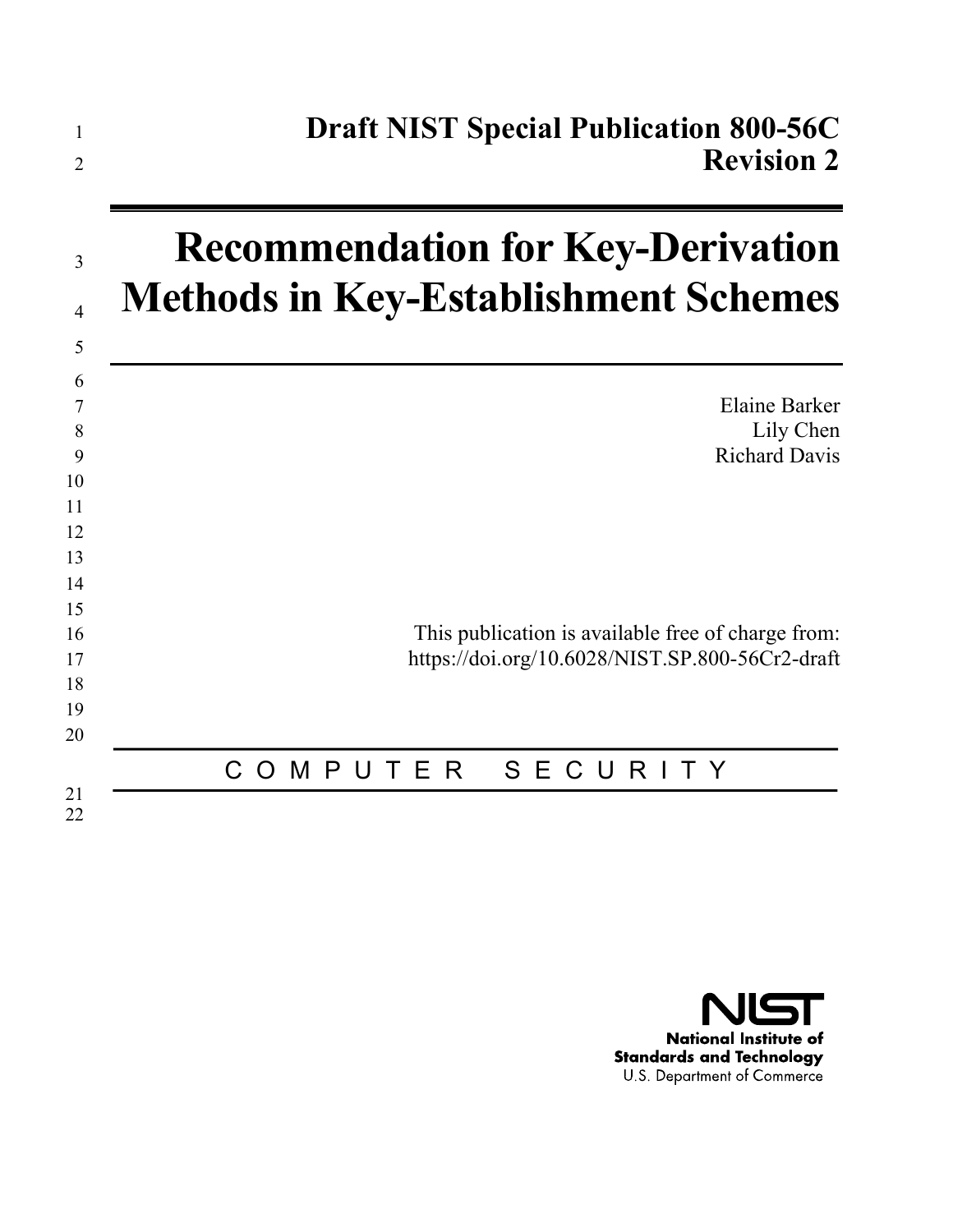# Draft NIST Special Publication 800-56C
## Revision 2

# Recommendation for Key-Derivation Methods in Key-Establishment Schemes

Elaine Barker
Lily Chen
Richard Davis

This publication is available free of charge from:
https://doi.org/10.6028/NIST.SP.800-56Cr2-draft

C O M P U T E R   S E C U R I T Y

National Institute of Standards and Technology
U.S. Department of Commerce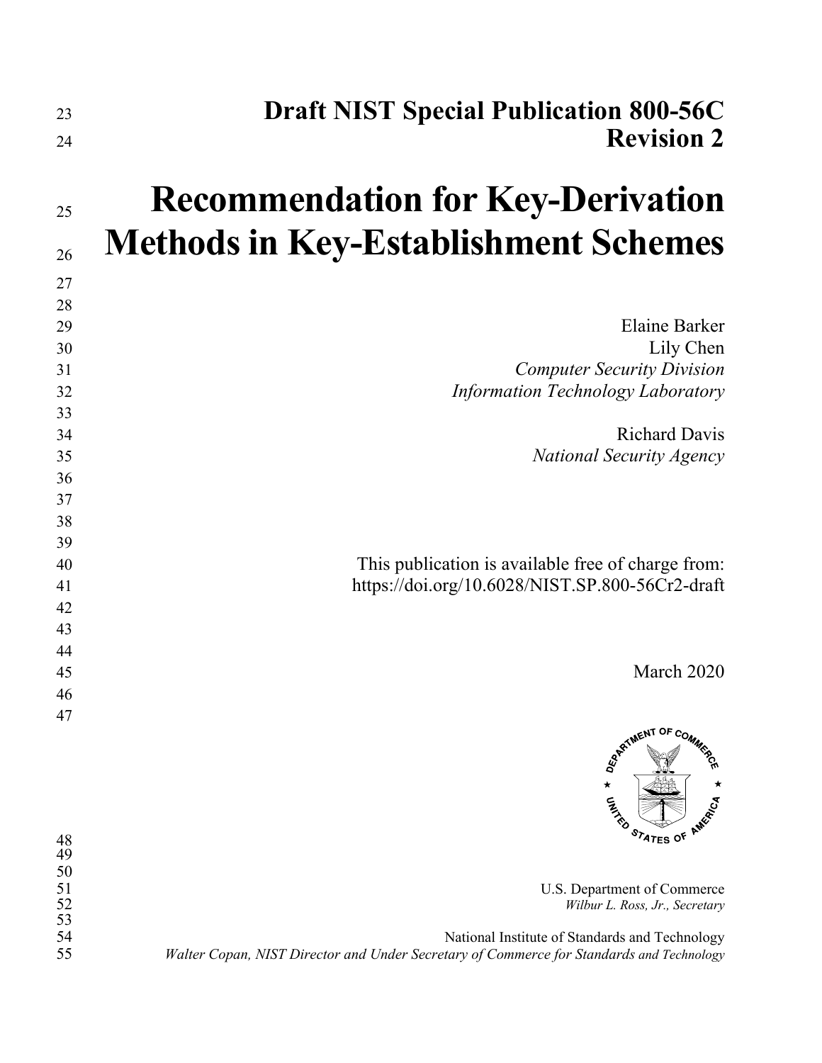# Draft NIST Special Publication 800-56C Revision 2

# Recommendation for Key-Derivation Methods in Key-Establishment Schemes

Elaine Barker
Lily Chen
*Computer Security Division*
*Information Technology Laboratory*

Richard Davis
*National Security Agency*

This publication is available free of charge from:
https://doi.org/10.6028/NIST.SP.800-56Cr2-draft

March 2020

U.S. Department of Commerce
*Wilbur L. Ross, Jr., Secretary*

National Institute of Standards and Technology
*Walter Copan, NIST Director and Under Secretary of Commerce for Standards and Technology*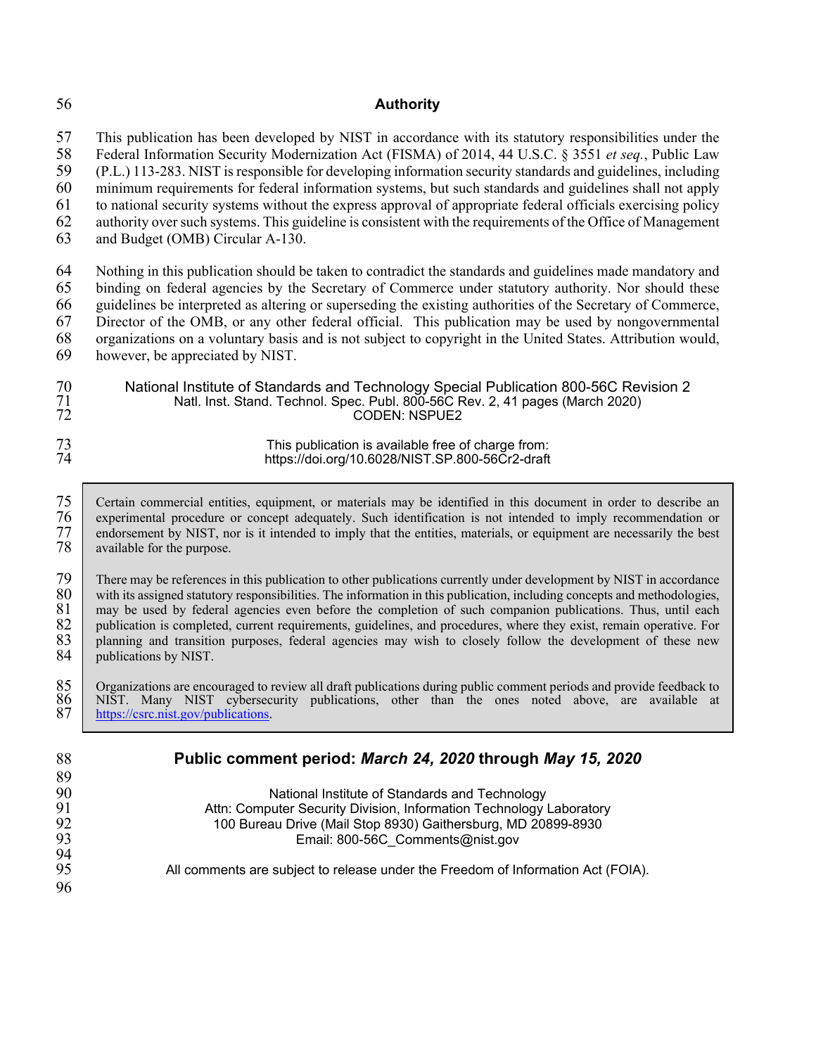## Authority

This publication has been developed by NIST in accordance with its statutory responsibilities under the Federal Information Security Modernization Act (FISMA) of 2014, 44 U.S.C. § 3551 *et seq.*, Public Law (P.L.) 113-283. NIST is responsible for developing information security standards and guidelines, including minimum requirements for federal information systems, but such standards and guidelines shall not apply to national security systems without the express approval of appropriate federal officials exercising policy authority over such systems. This guideline is consistent with the requirements of the Office of Management and Budget (OMB) Circular A-130.

Nothing in this publication should be taken to contradict the standards and guidelines made mandatory and binding on federal agencies by the Secretary of Commerce under statutory authority. Nor should these guidelines be interpreted as altering or superseding the existing authorities of the Secretary of Commerce, Director of the OMB, or any other federal official. This publication may be used by nongovernmental organizations on a voluntary basis and is not subject to copyright in the United States. Attribution would, however, be appreciated by NIST.

National Institute of Standards and Technology Special Publication 800-56C Revision 2
Natl. Inst. Stand. Technol. Spec. Publ. 800-56C Rev. 2, 41 pages (March 2020)
CODEN: NSPUE2

This publication is available free of charge from:
https://doi.org/10.6028/NIST.SP.800-56Cr2-draft

Certain commercial entities, equipment, or materials may be identified in this document in order to describe an experimental procedure or concept adequately. Such identification is not intended to imply recommendation or endorsement by NIST, nor is it intended to imply that the entities, materials, or equipment are necessarily the best available for the purpose.

There may be references in this publication to other publications currently under development by NIST in accordance with its assigned statutory responsibilities. The information in this publication, including concepts and methodologies, may be used by federal agencies even before the completion of such companion publications. Thus, until each publication is completed, current requirements, guidelines, and procedures, where they exist, remain operative. For planning and transition purposes, federal agencies may wish to closely follow the development of these new publications by NIST.

Organizations are encouraged to review all draft publications during public comment periods and provide feedback to NIST. Many NIST cybersecurity publications, other than the ones noted above, are available at https://csrc.nist.gov/publications.

**Public comment period: *March 24, 2020* through *May 15, 2020***

National Institute of Standards and Technology
Attn: Computer Security Division, Information Technology Laboratory
100 Bureau Drive (Mail Stop 8930) Gaithersburg, MD 20899-8930
Email: 800-56C_Comments@nist.gov

All comments are subject to release under the Freedom of Information Act (FOIA).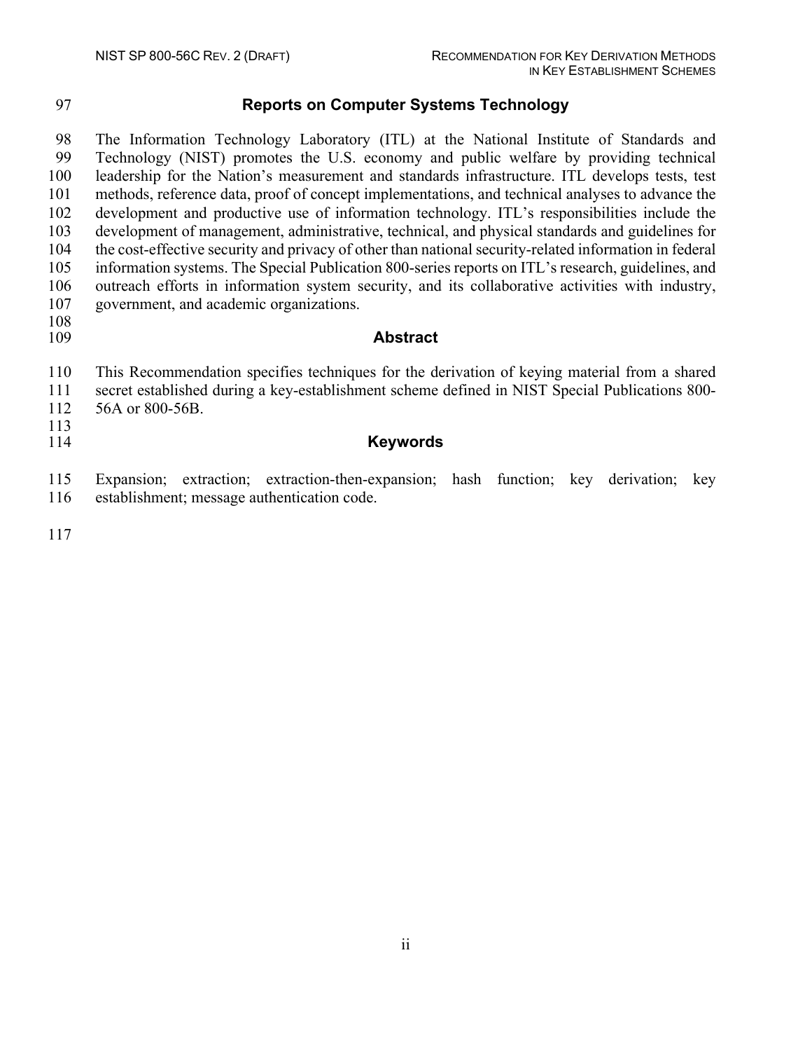## Reports on Computer Systems Technology

The Information Technology Laboratory (ITL) at the National Institute of Standards and Technology (NIST) promotes the U.S. economy and public welfare by providing technical leadership for the Nation's measurement and standards infrastructure. ITL develops tests, test methods, reference data, proof of concept implementations, and technical analyses to advance the development and productive use of information technology. ITL's responsibilities include the development of management, administrative, technical, and physical standards and guidelines for the cost-effective security and privacy of other than national security-related information in federal information systems. The Special Publication 800-series reports on ITL's research, guidelines, and outreach efforts in information system security, and its collaborative activities with industry, government, and academic organizations.

## Abstract

This Recommendation specifies techniques for the derivation of keying material from a shared secret established during a key-establishment scheme defined in NIST Special Publications 800-56A or 800-56B.

## Keywords

Expansion; extraction; extraction-then-expansion; hash function; key derivation; key establishment; message authentication code.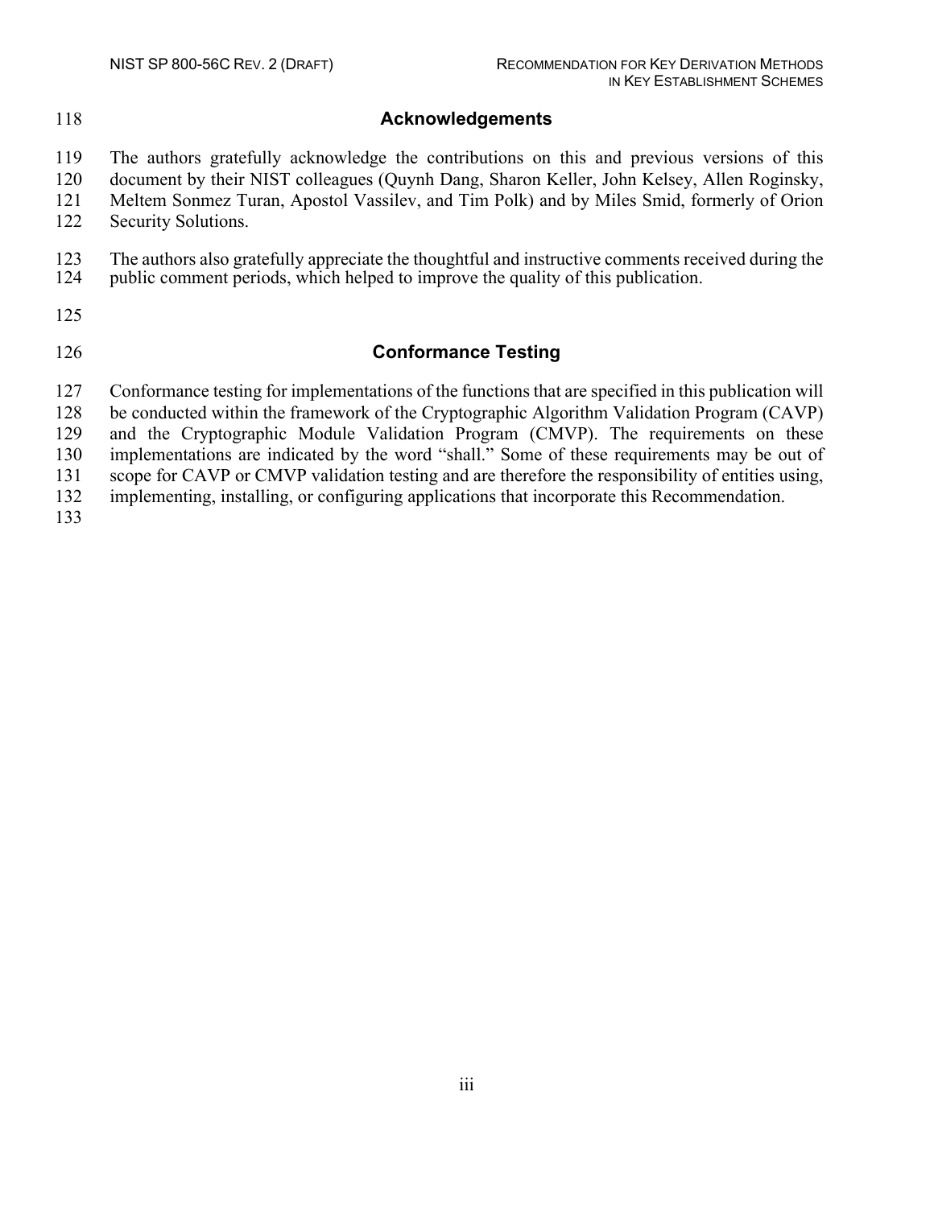## Acknowledgements

The authors gratefully acknowledge the contributions on this and previous versions of this document by their NIST colleagues (Quynh Dang, Sharon Keller, John Kelsey, Allen Roginsky, Meltem Sonmez Turan, Apostol Vassilev, and Tim Polk) and by Miles Smid, formerly of Orion Security Solutions.

The authors also gratefully appreciate the thoughtful and instructive comments received during the public comment periods, which helped to improve the quality of this publication.

## Conformance Testing

Conformance testing for implementations of the functions that are specified in this publication will be conducted within the framework of the Cryptographic Algorithm Validation Program (CAVP) and the Cryptographic Module Validation Program (CMVP). The requirements on these implementations are indicated by the word "shall." Some of these requirements may be out of scope for CAVP or CMVP validation testing and are therefore the responsibility of entities using, implementing, installing, or configuring applications that incorporate this Recommendation.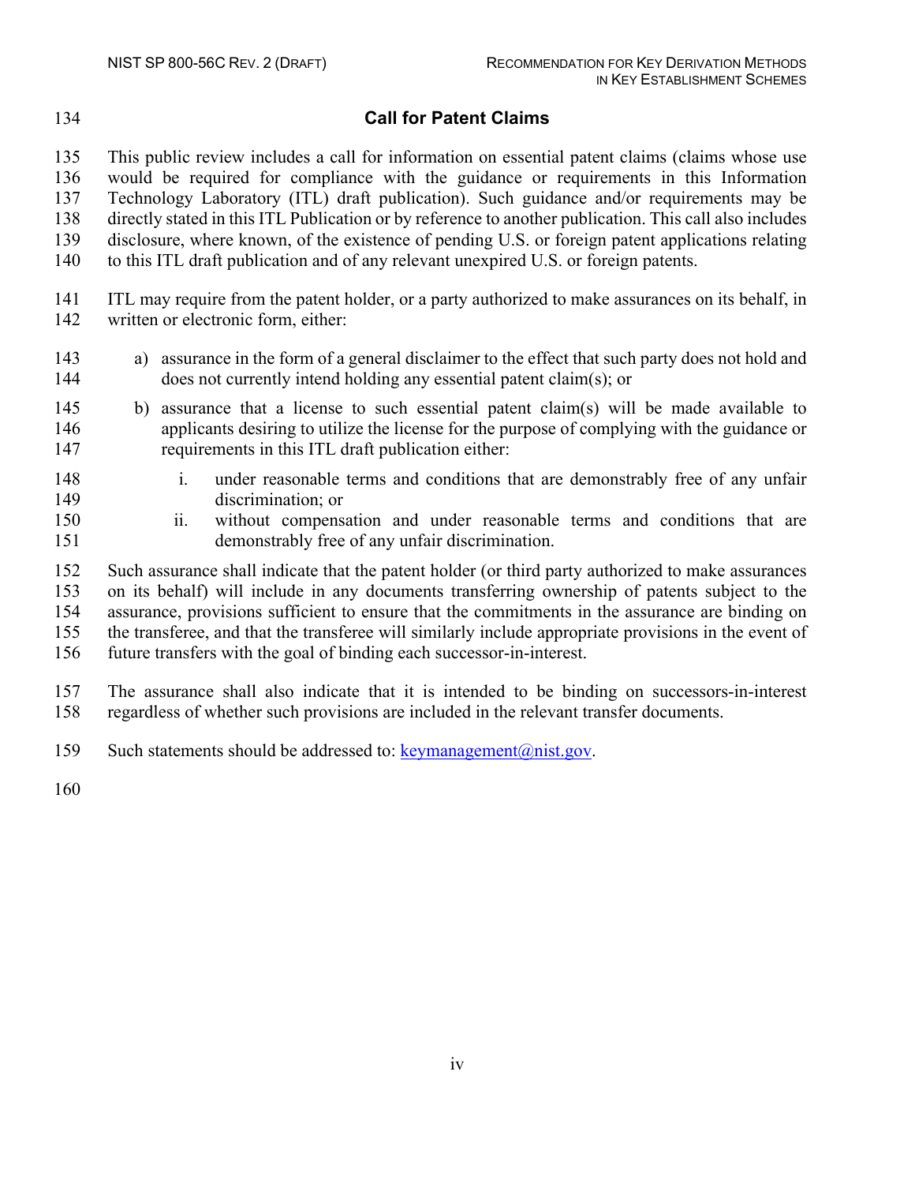## Call for Patent Claims

This public review includes a call for information on essential patent claims (claims whose use would be required for compliance with the guidance or requirements in this Information Technology Laboratory (ITL) draft publication). Such guidance and/or requirements may be directly stated in this ITL Publication or by reference to another publication. This call also includes disclosure, where known, of the existence of pending U.S. or foreign patent applications relating to this ITL draft publication and of any relevant unexpired U.S. or foreign patents.

ITL may require from the patent holder, or a party authorized to make assurances on its behalf, in written or electronic form, either:

a) assurance in the form of a general disclaimer to the effect that such party does not hold and does not currently intend holding any essential patent claim(s); or

b) assurance that a license to such essential patent claim(s) will be made available to applicants desiring to utilize the license for the purpose of complying with the guidance or requirements in this ITL draft publication either:

   i. under reasonable terms and conditions that are demonstrably free of any unfair discrimination; or

   ii. without compensation and under reasonable terms and conditions that are demonstrably free of any unfair discrimination.

Such assurance shall indicate that the patent holder (or third party authorized to make assurances on its behalf) will include in any documents transferring ownership of patents subject to the assurance, provisions sufficient to ensure that the commitments in the assurance are binding on the transferee, and that the transferee will similarly include appropriate provisions in the event of future transfers with the goal of binding each successor-in-interest.

The assurance shall also indicate that it is intended to be binding on successors-in-interest regardless of whether such provisions are included in the relevant transfer documents.

Such statements should be addressed to: keymanagement@nist.gov.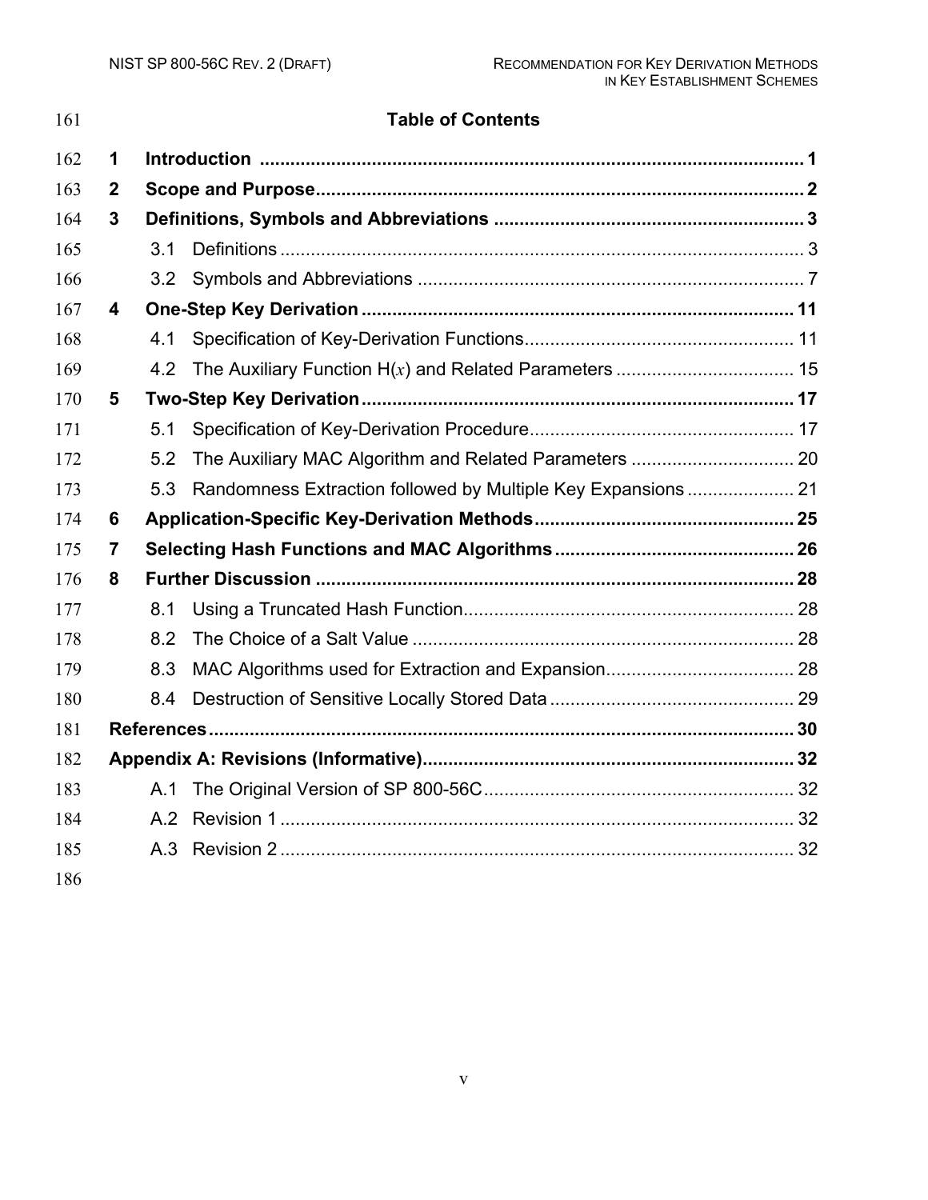## Table of Contents

**1 Introduction** .......... **1**

**2 Scope and Purpose** .......... **2**

**3 Definitions, Symbols and Abbreviations** .......... **3**

- 3.1 Definitions .......... 3
- 3.2 Symbols and Abbreviations .......... 7

**4 One-Step Key Derivation** .......... **11**

- 4.1 Specification of Key-Derivation Functions .......... 11
- 4.2 The Auxiliary Function H($x$) and Related Parameters .......... 15

**5 Two-Step Key Derivation** .......... **17**

- 5.1 Specification of Key-Derivation Procedure .......... 17
- 5.2 The Auxiliary MAC Algorithm and Related Parameters .......... 20
- 5.3 Randomness Extraction followed by Multiple Key Expansions .......... 21

**6 Application-Specific Key-Derivation Methods** .......... **25**

**7 Selecting Hash Functions and MAC Algorithms** .......... **26**

**8 Further Discussion** .......... **28**

- 8.1 Using a Truncated Hash Function .......... 28
- 8.2 The Choice of a Salt Value .......... 28
- 8.3 MAC Algorithms used for Extraction and Expansion .......... 28
- 8.4 Destruction of Sensitive Locally Stored Data .......... 29

**References** .......... **30**

**Appendix A: Revisions (Informative)** .......... **32**

- A.1 The Original Version of SP 800-56C .......... 32
- A.2 Revision 1 .......... 32
- A.3 Revision 2 .......... 32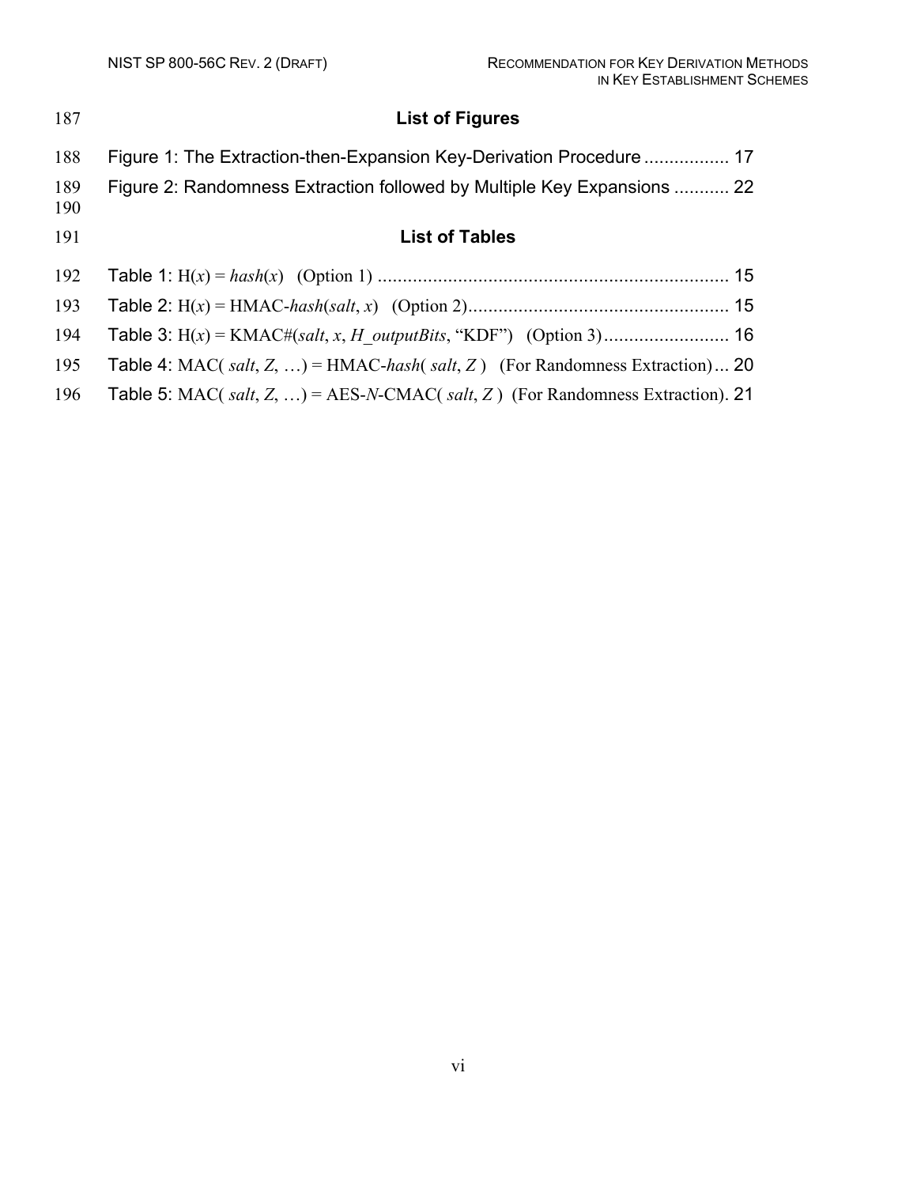## List of Figures

Figure 1: The Extraction-then-Expansion Key-Derivation Procedure ................. 17

Figure 2: Randomness Extraction followed by Multiple Key Expansions ........... 22

## List of Tables

Table 1: H(*x*) = *hash*(*x*) (Option 1) ...................................................................... 15

Table 2: H(*x*) = HMAC-*hash*(*salt*, *x*) (Option 2).................................................... 15

Table 3: H(*x*) = KMAC#(*salt*, *x*, *H_outputBits*, "KDF") (Option 3)......................... 16

Table 4: MAC( *salt*, *Z*, …) = HMAC-*hash*( *salt*, *Z* ) (For Randomness Extraction)... 20

Table 5: MAC( *salt*, *Z*, …) = AES-*N*-CMAC( *salt*, *Z* ) (For Randomness Extraction). 21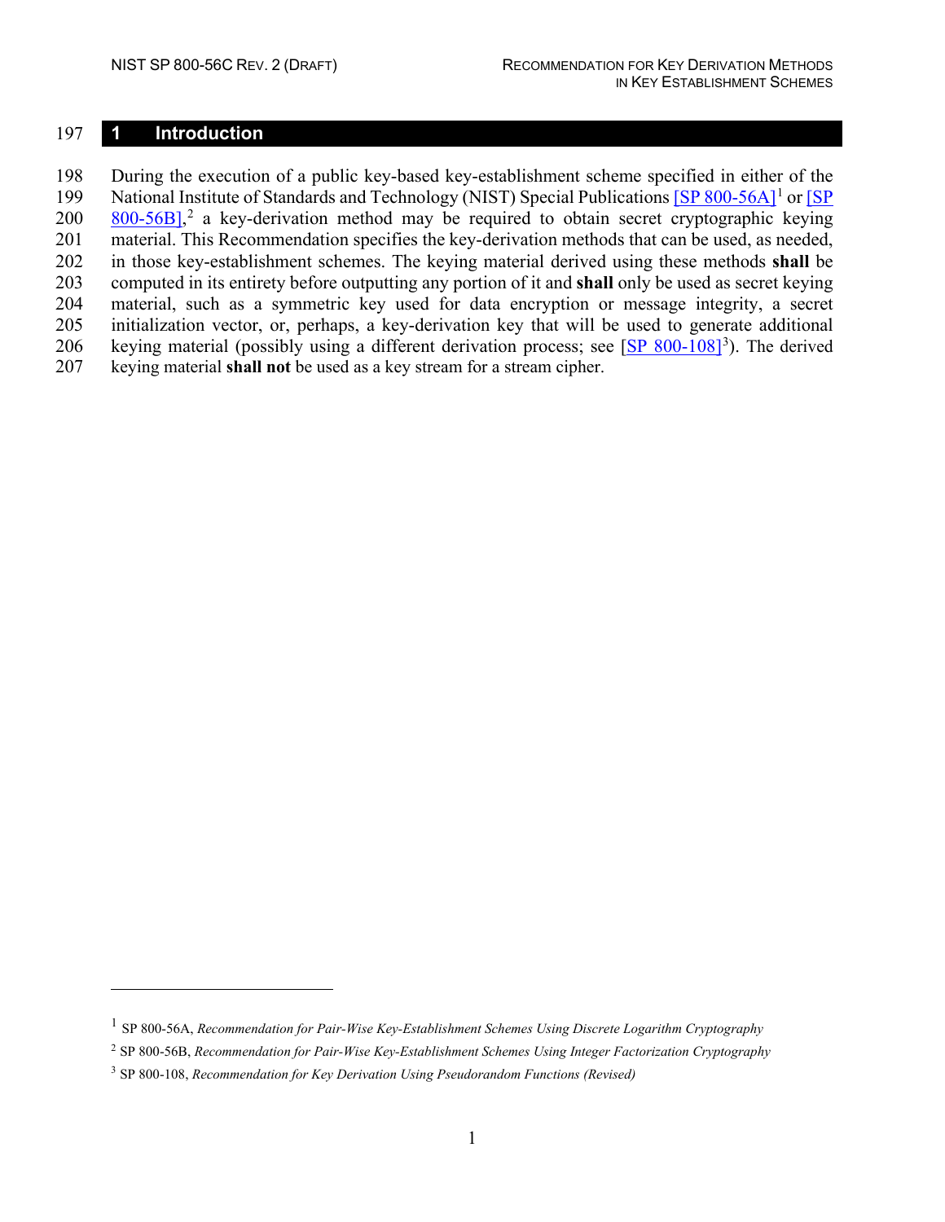# 1 Introduction

During the execution of a public key-based key-establishment scheme specified in either of the National Institute of Standards and Technology (NIST) Special Publications [SP 800-56A][1] or [SP 800-56B],[2] a key-derivation method may be required to obtain secret cryptographic keying material. This Recommendation specifies the key-derivation methods that can be used, as needed, in those key-establishment schemes. The keying material derived using these methods **shall** be computed in its entirety before outputting any portion of it and **shall** only be used as secret keying material, such as a symmetric key used for data encryption or message integrity, a secret initialization vector, or, perhaps, a key-derivation key that will be used to generate additional keying material (possibly using a different derivation process; see [SP 800-108][3]). The derived keying material **shall not** be used as a key stream for a stream cipher.

---

[1] SP 800-56A, *Recommendation for Pair-Wise Key-Establishment Schemes Using Discrete Logarithm Cryptography*

[2] SP 800-56B, *Recommendation for Pair-Wise Key-Establishment Schemes Using Integer Factorization Cryptography*

[3] SP 800-108, *Recommendation for Key Derivation Using Pseudorandom Functions (Revised)*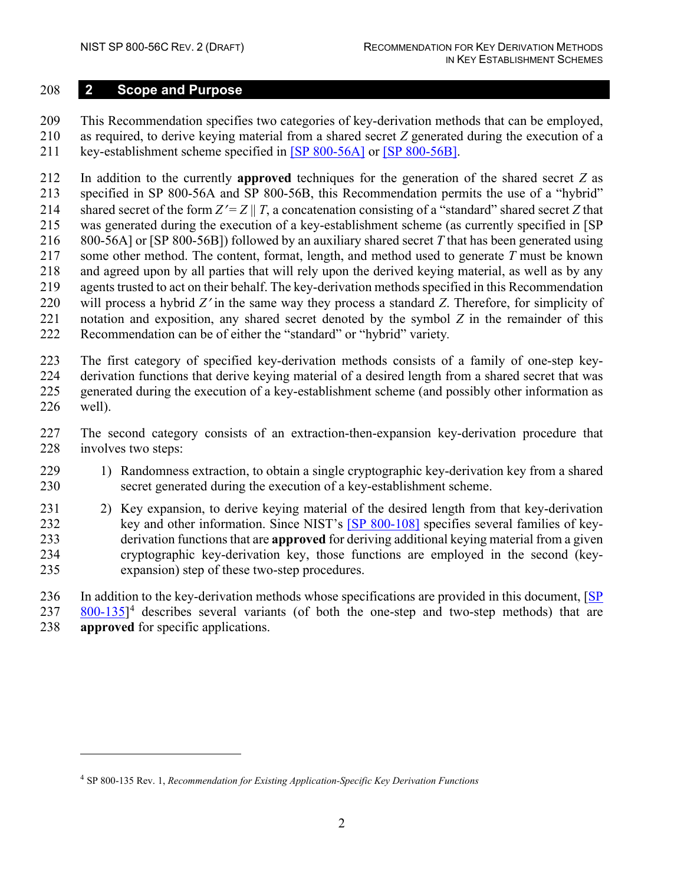## 2 Scope and Purpose

This Recommendation specifies two categories of key-derivation methods that can be employed, as required, to derive keying material from a shared secret $Z$ generated during the execution of a key-establishment scheme specified in [SP 800-56A] or [SP 800-56B].

In addition to the currently **approved** techniques for the generation of the shared secret $Z$ as specified in SP 800-56A and SP 800-56B, this Recommendation permits the use of a "hybrid" shared secret of the form $Z' = Z \| T$, a concatenation consisting of a "standard" shared secret $Z$ that was generated during the execution of a key-establishment scheme (as currently specified in [SP 800-56A] or [SP 800-56B]) followed by an auxiliary shared secret $T$ that has been generated using some other method. The content, format, length, and method used to generate $T$ must be known and agreed upon by all parties that will rely upon the derived keying material, as well as by any agents trusted to act on their behalf. The key-derivation methods specified in this Recommendation will process a hybrid $Z'$ in the same way they process a standard $Z$. Therefore, for simplicity of notation and exposition, any shared secret denoted by the symbol $Z$ in the remainder of this Recommendation can be of either the "standard" or "hybrid" variety.

The first category of specified key-derivation methods consists of a family of one-step key-derivation functions that derive keying material of a desired length from a shared secret that was generated during the execution of a key-establishment scheme (and possibly other information as well).

The second category consists of an extraction-then-expansion key-derivation procedure that involves two steps:

1) Randomness extraction, to obtain a single cryptographic key-derivation key from a shared secret generated during the execution of a key-establishment scheme.

2) Key expansion, to derive keying material of the desired length from that key-derivation key and other information. Since NIST's [SP 800-108] specifies several families of key-derivation functions that are **approved** for deriving additional keying material from a given cryptographic key-derivation key, those functions are employed in the second (key-expansion) step of these two-step procedures.

In addition to the key-derivation methods whose specifications are provided in this document, [SP 800-135][4] describes several variants (of both the one-step and two-step methods) that are **approved** for specific applications.

[4] SP 800-135 Rev. 1, *Recommendation for Existing Application-Specific Key Derivation Functions*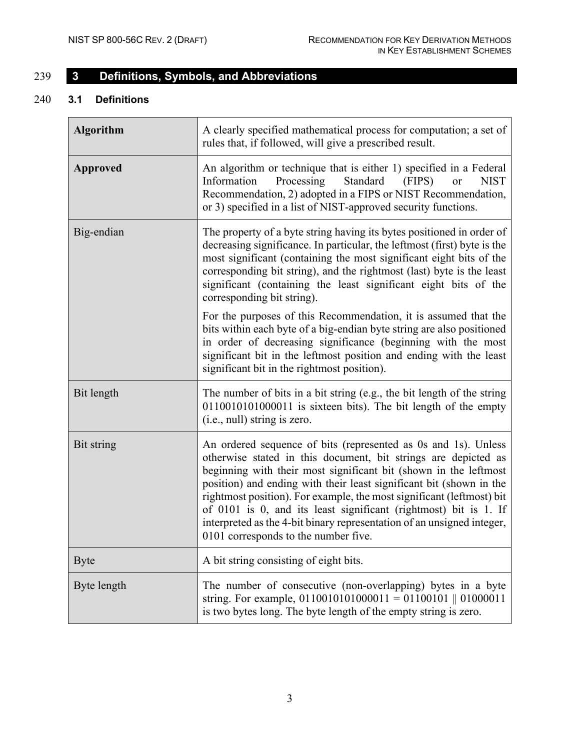# 3 Definitions, Symbols, and Abbreviations

## 3.1 Definitions

| | |
|---|---|
| **Algorithm** | A clearly specified mathematical process for computation; a set of rules that, if followed, will give a prescribed result. |
| **Approved** | An algorithm or technique that is either 1) specified in a Federal Information Processing Standard (FIPS) or NIST Recommendation, 2) adopted in a FIPS or NIST Recommendation, or 3) specified in a list of NIST-approved security functions. |
| Big-endian | The property of a byte string having its bytes positioned in order of decreasing significance. In particular, the leftmost (first) byte is the most significant (containing the most significant eight bits of the corresponding bit string), and the rightmost (last) byte is the least significant (containing the least significant eight bits of the corresponding bit string). <br><br> For the purposes of this Recommendation, it is assumed that the bits within each byte of a big-endian byte string are also positioned in order of decreasing significance (beginning with the most significant bit in the leftmost position and ending with the least significant bit in the rightmost position). |
| Bit length | The number of bits in a bit string (e.g., the bit length of the string 0110010101000011 is sixteen bits). The bit length of the empty (i.e., null) string is zero. |
| Bit string | An ordered sequence of bits (represented as 0s and 1s). Unless otherwise stated in this document, bit strings are depicted as beginning with their most significant bit (shown in the leftmost position) and ending with their least significant bit (shown in the rightmost position). For example, the most significant (leftmost) bit of 0101 is 0, and its least significant (rightmost) bit is 1. If interpreted as the 4-bit binary representation of an unsigned integer, 0101 corresponds to the number five. |
| Byte | A bit string consisting of eight bits. |
| Byte length | The number of consecutive (non-overlapping) bytes in a byte string. For example, 0110010101000011 = 01100101 \|\| 01000011 is two bytes long. The byte length of the empty string is zero. |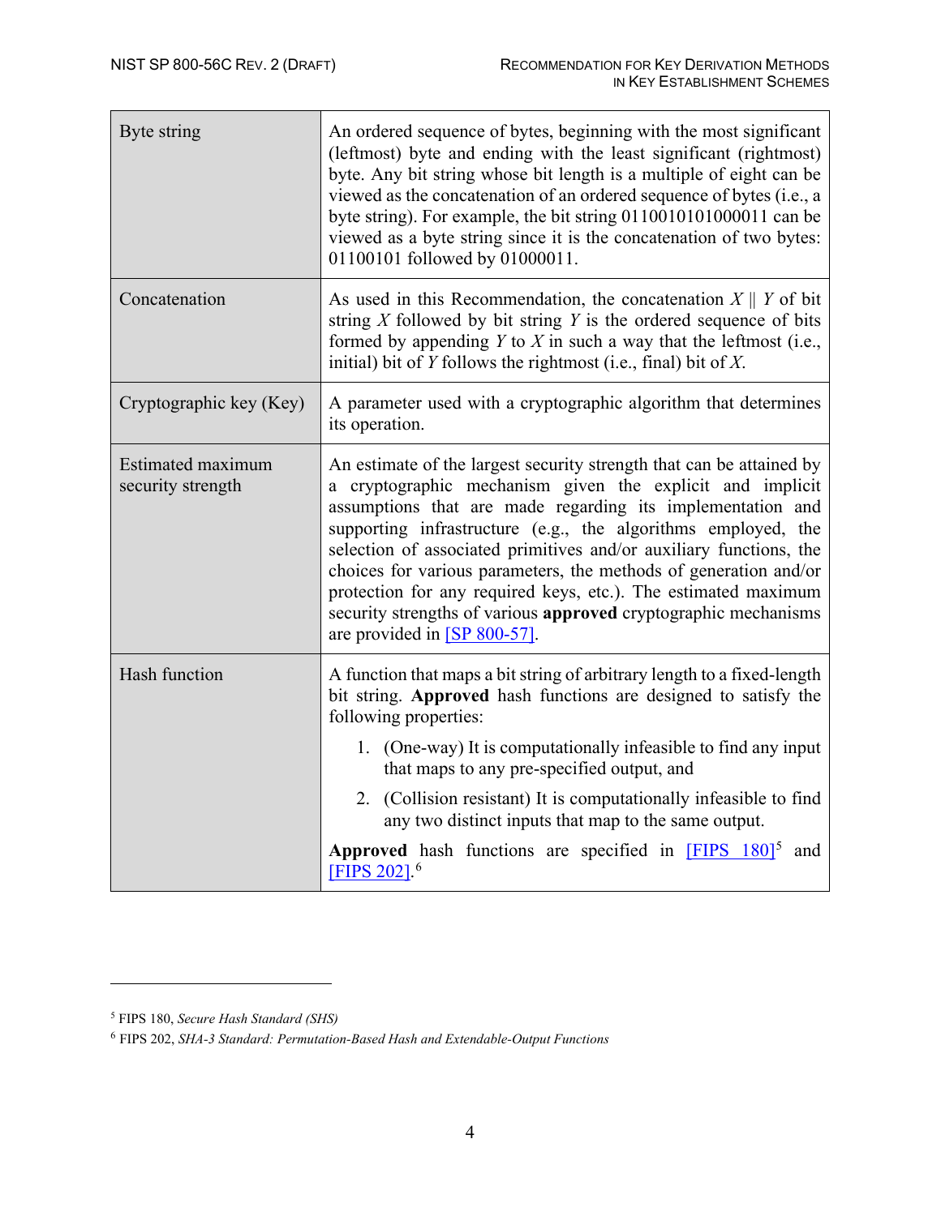| | |
|---|---|
| Byte string | An ordered sequence of bytes, beginning with the most significant (leftmost) byte and ending with the least significant (rightmost) byte. Any bit string whose bit length is a multiple of eight can be viewed as the concatenation of an ordered sequence of bytes (i.e., a byte string). For example, the bit string 0110010101000011 can be viewed as a byte string since it is the concatenation of two bytes: 01100101 followed by 01000011. |
| Concatenation | As used in this Recommendation, the concatenation $X \parallel Y$ of bit string $X$ followed by bit string $Y$ is the ordered sequence of bits formed by appending $Y$ to $X$ in such a way that the leftmost (i.e., initial) bit of $Y$ follows the rightmost (i.e., final) bit of $X$. |
| Cryptographic key (Key) | A parameter used with a cryptographic algorithm that determines its operation. |
| Estimated maximum security strength | An estimate of the largest security strength that can be attained by a cryptographic mechanism given the explicit and implicit assumptions that are made regarding its implementation and supporting infrastructure (e.g., the algorithms employed, the selection of associated primitives and/or auxiliary functions, the choices for various parameters, the methods of generation and/or protection for any required keys, etc.). The estimated maximum security strengths of various **approved** cryptographic mechanisms are provided in [SP 800-57]. |
| Hash function | A function that maps a bit string of arbitrary length to a fixed-length bit string. **Approved** hash functions are designed to satisfy the following properties: <br> 1. (One-way) It is computationally infeasible to find any input that maps to any pre-specified output, and <br> 2. (Collision resistant) It is computationally infeasible to find any two distinct inputs that map to the same output. <br> **Approved** hash functions are specified in [FIPS 180][5] and [FIPS 202].[6] |

[5] FIPS 180, *Secure Hash Standard (SHS)*

[6] FIPS 202, *SHA-3 Standard: Permutation-Based Hash and Extendable-Output Functions*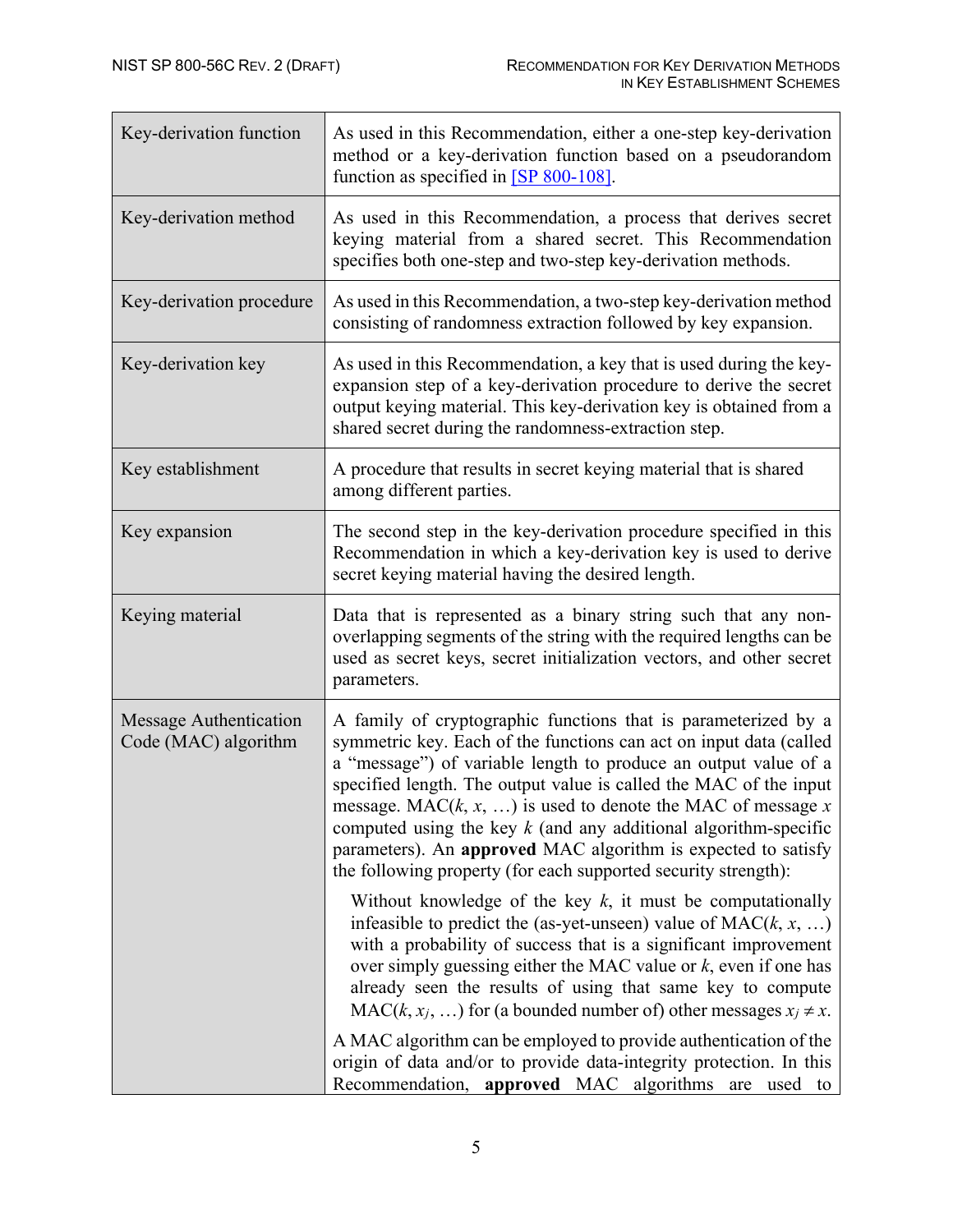| | |
|---|---|
| Key-derivation function | As used in this Recommendation, either a one-step key-derivation method or a key-derivation function based on a pseudorandom function as specified in [SP 800-108]. |
| Key-derivation method | As used in this Recommendation, a process that derives secret keying material from a shared secret. This Recommendation specifies both one-step and two-step key-derivation methods. |
| Key-derivation procedure | As used in this Recommendation, a two-step key-derivation method consisting of randomness extraction followed by key expansion. |
| Key-derivation key | As used in this Recommendation, a key that is used during the key-expansion step of a key-derivation procedure to derive the secret output keying material. This key-derivation key is obtained from a shared secret during the randomness-extraction step. |
| Key establishment | A procedure that results in secret keying material that is shared among different parties. |
| Key expansion | The second step in the key-derivation procedure specified in this Recommendation in which a key-derivation key is used to derive secret keying material having the desired length. |
| Keying material | Data that is represented as a binary string such that any non-overlapping segments of the string with the required lengths can be used as secret keys, secret initialization vectors, and other secret parameters. |
| Message Authentication Code (MAC) algorithm | A family of cryptographic functions that is parameterized by a symmetric key. Each of the functions can act on input data (called a "message") of variable length to produce an output value of a specified length. The output value is called the MAC of the input message. MAC($k$, $x$, …) is used to denote the MAC of message $x$ computed using the key $k$ (and any additional algorithm-specific parameters). An **approved** MAC algorithm is expected to satisfy the following property (for each supported security strength):<br><br>Without knowledge of the key $k$, it must be computationally infeasible to predict the (as-yet-unseen) value of MAC($k$, $x$, …) with a probability of success that is a significant improvement over simply guessing either the MAC value or $k$, even if one has already seen the results of using that same key to compute MAC($k$, $x_j$, …) for (a bounded number of) other messages $x_j \neq x$.<br><br>A MAC algorithm can be employed to provide authentication of the origin of data and/or to provide data-integrity protection. In this Recommendation, **approved** MAC algorithms are used to |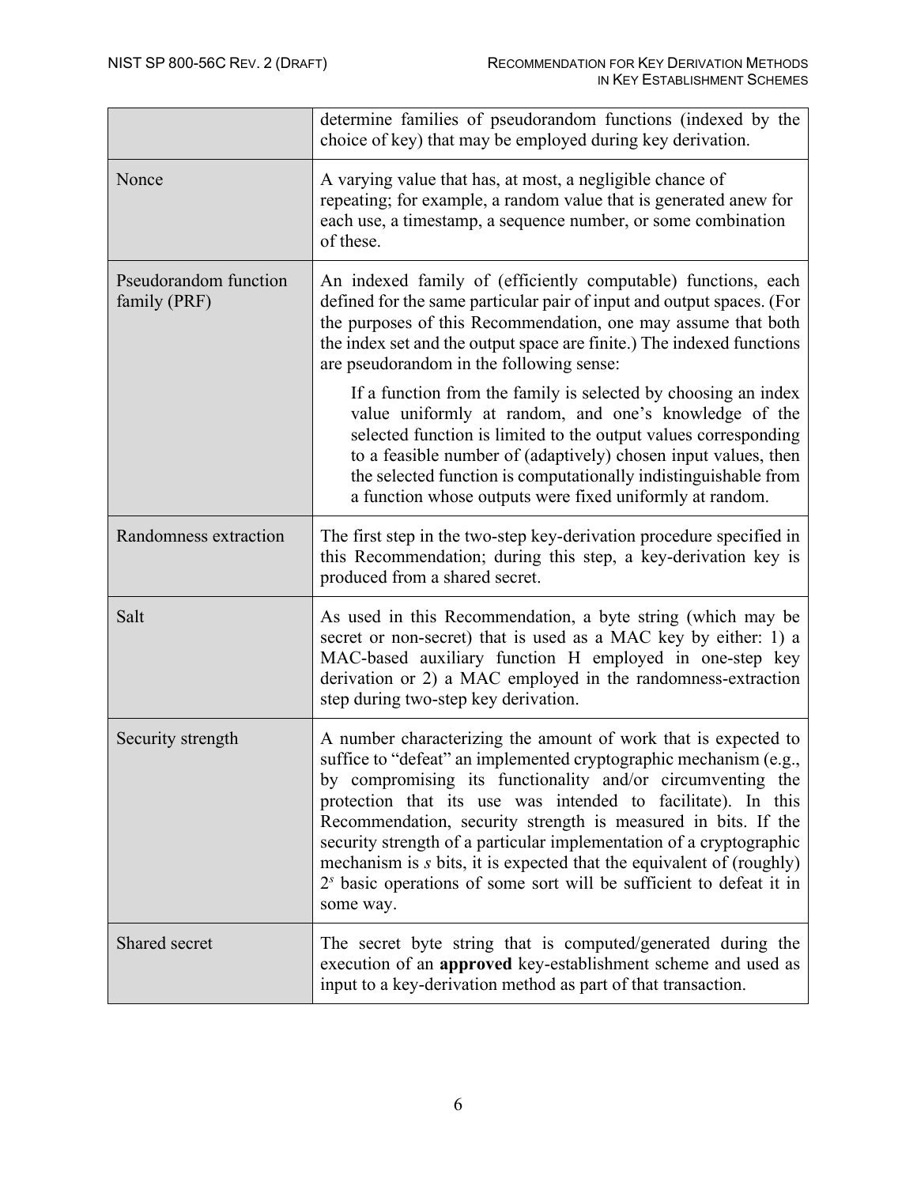| | |
|---|---|
| | determine families of pseudorandom functions (indexed by the choice of key) that may be employed during key derivation. |
| Nonce | A varying value that has, at most, a negligible chance of repeating; for example, a random value that is generated anew for each use, a timestamp, a sequence number, or some combination of these. |
| Pseudorandom function family (PRF) | An indexed family of (efficiently computable) functions, each defined for the same particular pair of input and output spaces. (For the purposes of this Recommendation, one may assume that both the index set and the output space are finite.) The indexed functions are pseudorandom in the following sense:<br><br>If a function from the family is selected by choosing an index value uniformly at random, and one's knowledge of the selected function is limited to the output values corresponding to a feasible number of (adaptively) chosen input values, then the selected function is computationally indistinguishable from a function whose outputs were fixed uniformly at random. |
| Randomness extraction | The first step in the two-step key-derivation procedure specified in this Recommendation; during this step, a key-derivation key is produced from a shared secret. |
| Salt | As used in this Recommendation, a byte string (which may be secret or non-secret) that is used as a MAC key by either: 1) a MAC-based auxiliary function H employed in one-step key derivation or 2) a MAC employed in the randomness-extraction step during two-step key derivation. |
| Security strength | A number characterizing the amount of work that is expected to suffice to "defeat" an implemented cryptographic mechanism (e.g., by compromising its functionality and/or circumventing the protection that its use was intended to facilitate). In this Recommendation, security strength is measured in bits. If the security strength of a particular implementation of a cryptographic mechanism is $s$ bits, it is expected that the equivalent of (roughly) $2^s$ basic operations of some sort will be sufficient to defeat it in some way. |
| Shared secret | The secret byte string that is computed/generated during the execution of an **approved** key-establishment scheme and used as input to a key-derivation method as part of that transaction. |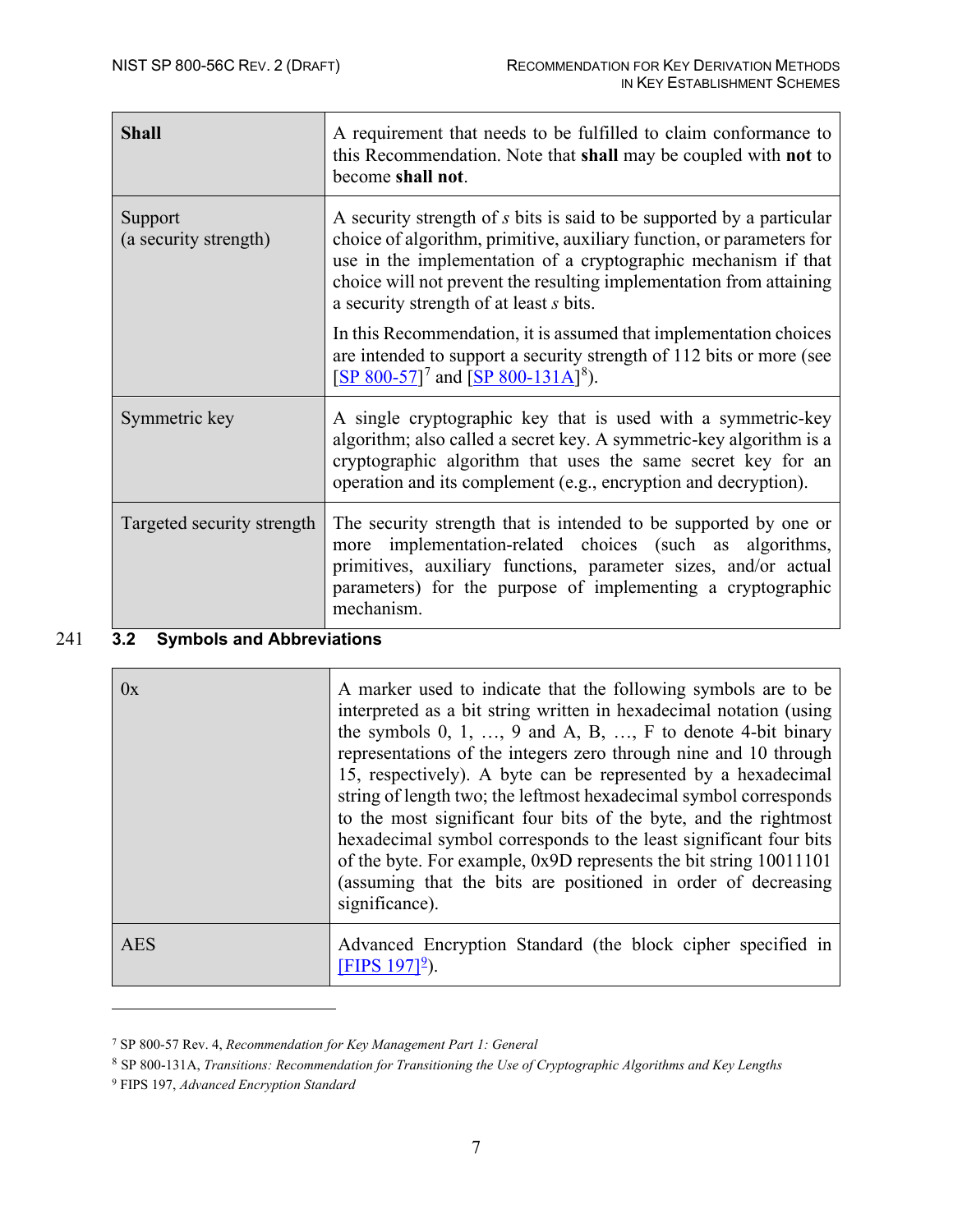| | |
|---|---|
| **Shall** | A requirement that needs to be fulfilled to claim conformance to this Recommendation. Note that **shall** may be coupled with **not** to become **shall not**. |
| Support (a security strength) | A security strength of *s* bits is said to be supported by a particular choice of algorithm, primitive, auxiliary function, or parameters for use in the implementation of a cryptographic mechanism if that choice will not prevent the resulting implementation from attaining a security strength of at least *s* bits.<br><br>In this Recommendation, it is assumed that implementation choices are intended to support a security strength of 112 bits or more (see [SP 800-57][7] and [SP 800-131A][8]). |
| Symmetric key | A single cryptographic key that is used with a symmetric-key algorithm; also called a secret key. A symmetric-key algorithm is a cryptographic algorithm that uses the same secret key for an operation and its complement (e.g., encryption and decryption). |
| Targeted security strength | The security strength that is intended to be supported by one or more implementation-related choices (such as algorithms, primitives, auxiliary functions, parameter sizes, and/or actual parameters) for the purpose of implementing a cryptographic mechanism. |

## 3.2 Symbols and Abbreviations

| | |
|---|---|
| 0x | A marker used to indicate that the following symbols are to be interpreted as a bit string written in hexadecimal notation (using the symbols 0, 1, …, 9 and A, B, …, F to denote 4-bit binary representations of the integers zero through nine and 10 through 15, respectively). A byte can be represented by a hexadecimal string of length two; the leftmost hexadecimal symbol corresponds to the most significant four bits of the byte, and the rightmost hexadecimal symbol corresponds to the least significant four bits of the byte. For example, 0x9D represents the bit string 10011101 (assuming that the bits are positioned in order of decreasing significance). |
| AES | Advanced Encryption Standard (the block cipher specified in [FIPS 197][9]). |

[7] SP 800-57 Rev. 4, *Recommendation for Key Management Part 1: General*

[8] SP 800-131A, *Transitions: Recommendation for Transitioning the Use of Cryptographic Algorithms and Key Lengths*

[9] FIPS 197, *Advanced Encryption Standard*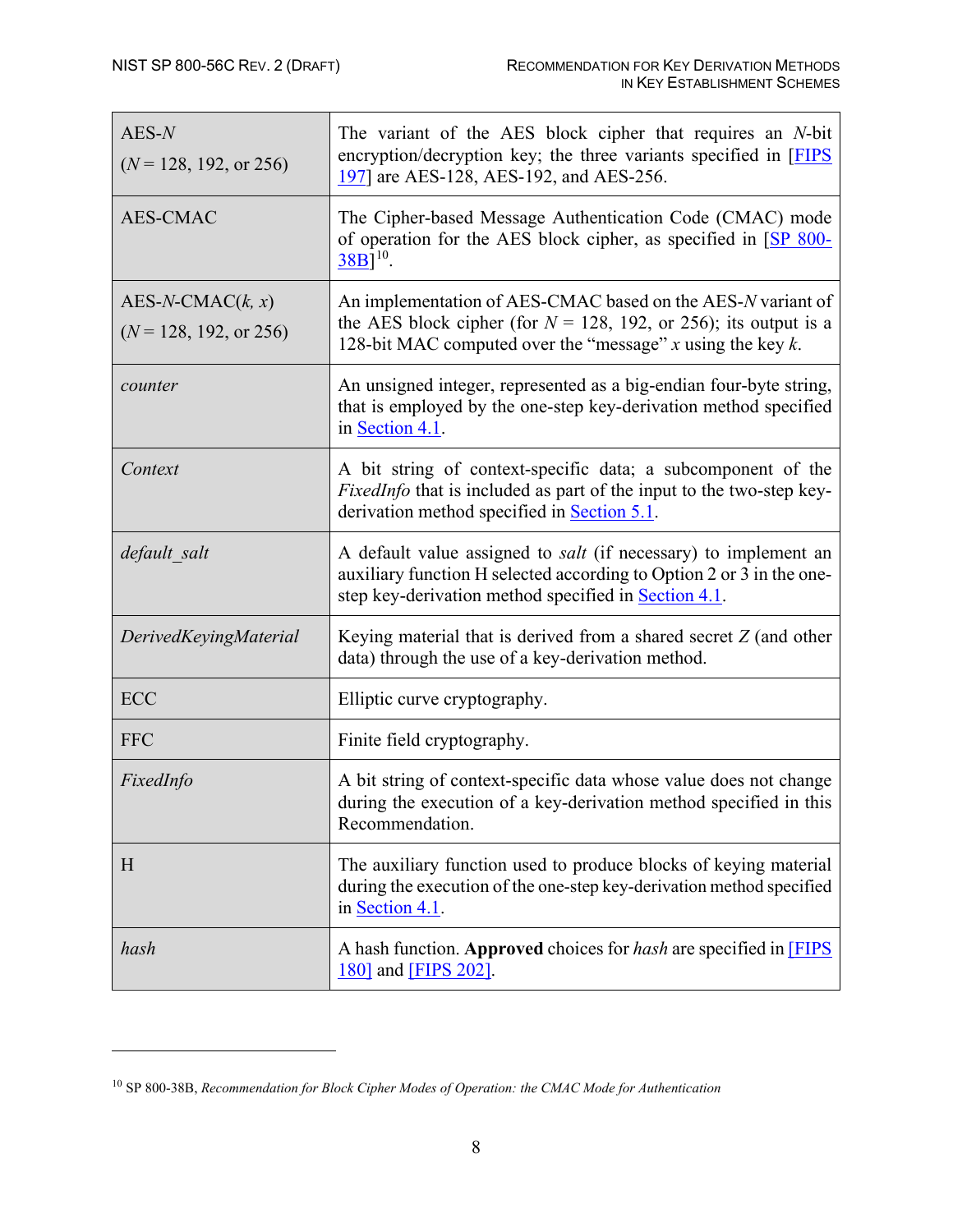| | |
|---|---|
| AES-$N$ ($N$ = 128, 192, or 256) | The variant of the AES block cipher that requires an $N$-bit encryption/decryption key; the three variants specified in [FIPS 197] are AES-128, AES-192, and AES-256. |
| AES-CMAC | The Cipher-based Message Authentication Code (CMAC) mode of operation for the AES block cipher, as specified in [SP 800-38B][10]. |
| AES-$N$-CMAC($k$, $x$) ($N$ = 128, 192, or 256) | An implementation of AES-CMAC based on the AES-$N$ variant of the AES block cipher (for $N$ = 128, 192, or 256); its output is a 128-bit MAC computed over the "message" $x$ using the key $k$. |
| *counter* | An unsigned integer, represented as a big-endian four-byte string, that is employed by the one-step key-derivation method specified in Section 4.1. |
| *Context* | A bit string of context-specific data; a subcomponent of the *FixedInfo* that is included as part of the input to the two-step key-derivation method specified in Section 5.1. |
| *default_salt* | A default value assigned to *salt* (if necessary) to implement an auxiliary function H selected according to Option 2 or 3 in the one-step key-derivation method specified in Section 4.1. |
| *DerivedKeyingMaterial* | Keying material that is derived from a shared secret $Z$ (and other data) through the use of a key-derivation method. |
| ECC | Elliptic curve cryptography. |
| FFC | Finite field cryptography. |
| *FixedInfo* | A bit string of context-specific data whose value does not change during the execution of a key-derivation method specified in this Recommendation. |
| H | The auxiliary function used to produce blocks of keying material during the execution of the one-step key-derivation method specified in Section 4.1. |
| *hash* | A hash function. **Approved** choices for *hash* are specified in [FIPS 180] and [FIPS 202]. |

[10] SP 800-38B, *Recommendation for Block Cipher Modes of Operation: the CMAC Mode for Authentication*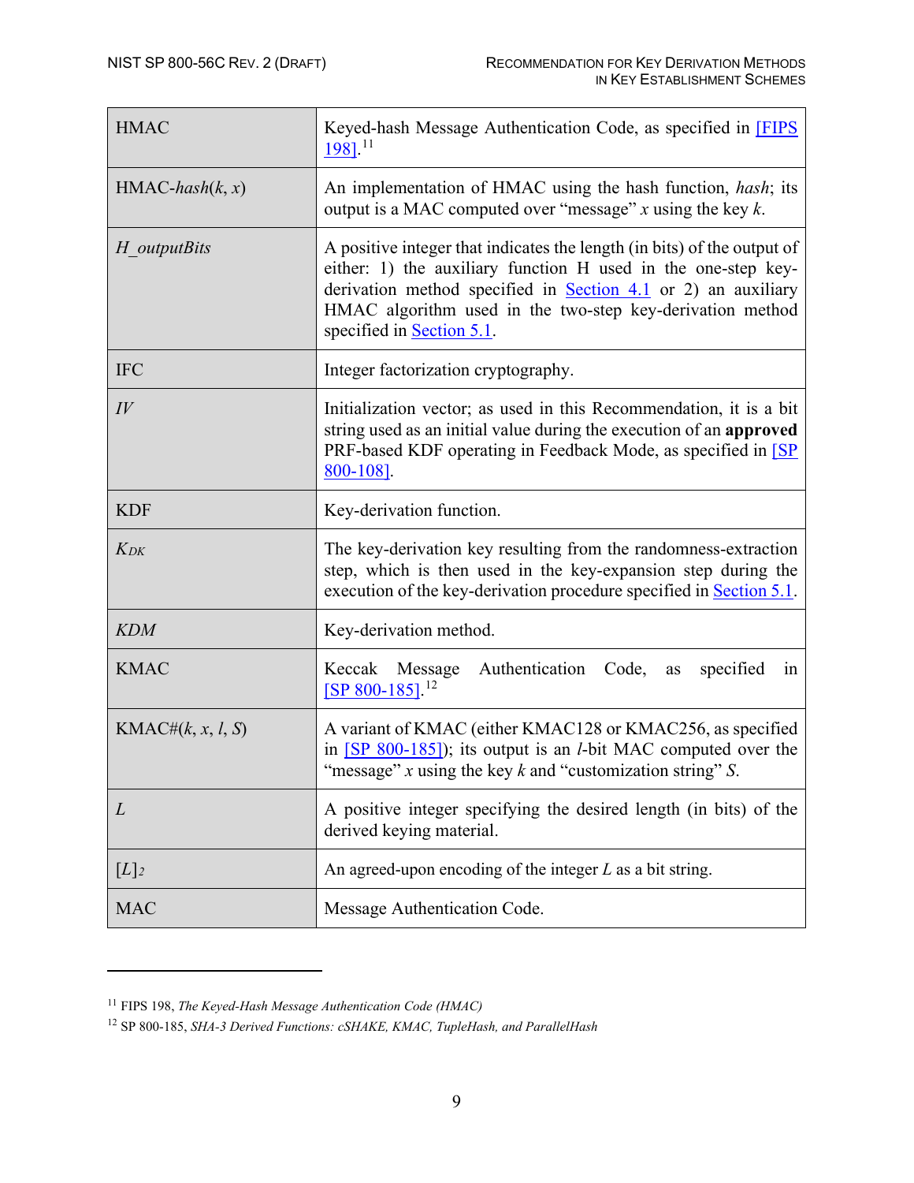| | |
|---|---|
| HMAC | Keyed-hash Message Authentication Code, as specified in [FIPS 198].[11] |
| HMAC-*hash*($k$, $x$) | An implementation of HMAC using the hash function, *hash*; its output is a MAC computed over "message" $x$ using the key $k$. |
| *H_outputBits* | A positive integer that indicates the length (in bits) of the output of either: 1) the auxiliary function H used in the one-step key-derivation method specified in Section 4.1 or 2) an auxiliary HMAC algorithm used in the two-step key-derivation method specified in Section 5.1. |
| IFC | Integer factorization cryptography. |
| *IV* | Initialization vector; as used in this Recommendation, it is a bit string used as an initial value during the execution of an **approved** PRF-based KDF operating in Feedback Mode, as specified in [SP 800-108]. |
| KDF | Key-derivation function. |
| $K_{DK}$ | The key-derivation key resulting from the randomness-extraction step, which is then used in the key-expansion step during the execution of the key-derivation procedure specified in Section 5.1. |
| *KDM* | Key-derivation method. |
| KMAC | Keccak Message Authentication Code, as specified in [SP 800-185].[12] |
| KMAC#($k$, $x$, $l$, $S$) | A variant of KMAC (either KMAC128 or KMAC256, as specified in [SP 800-185]); its output is an $l$-bit MAC computed over the "message" $x$ using the key $k$ and "customization string" $S$. |
| $L$ | A positive integer specifying the desired length (in bits) of the derived keying material. |
| $[L]_2$ | An agreed-upon encoding of the integer $L$ as a bit string. |
| MAC | Message Authentication Code. |

[11] FIPS 198, *The Keyed-Hash Message Authentication Code (HMAC)*

[12] SP 800-185, *SHA-3 Derived Functions: cSHAKE, KMAC, TupleHash, and ParallelHash*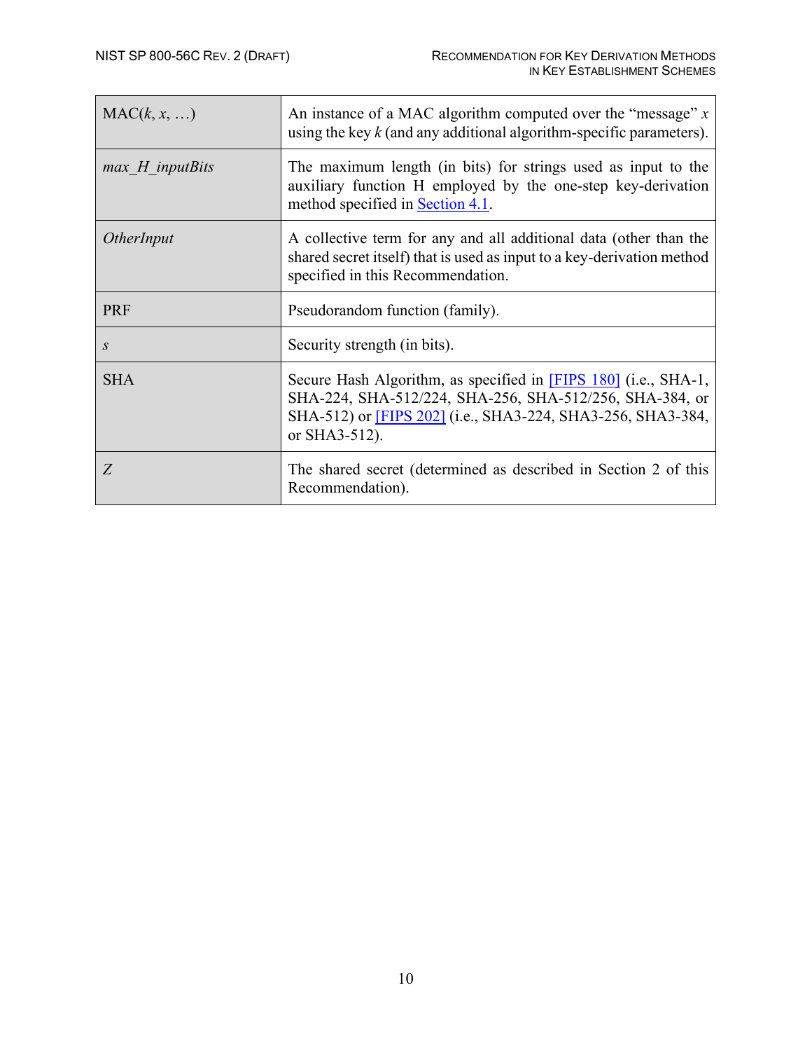| | |
|---|---|
| MAC($k$, $x$, …) | An instance of a MAC algorithm computed over the “message” $x$ using the key $k$ (and any additional algorithm-specific parameters). |
| *max_H_inputBits* | The maximum length (in bits) for strings used as input to the auxiliary function H employed by the one-step key-derivation method specified in Section 4.1. |
| *OtherInput* | A collective term for any and all additional data (other than the shared secret itself) that is used as input to a key-derivation method specified in this Recommendation. |
| PRF | Pseudorandom function (family). |
| $s$ | Security strength (in bits). |
| SHA | Secure Hash Algorithm, as specified in [FIPS 180] (i.e., SHA-1, SHA-224, SHA-512/224, SHA-256, SHA-512/256, SHA-384, or SHA-512) or [FIPS 202] (i.e., SHA3-224, SHA3-256, SHA3-384, or SHA3-512). |
| $Z$ | The shared secret (determined as described in Section 2 of this Recommendation). |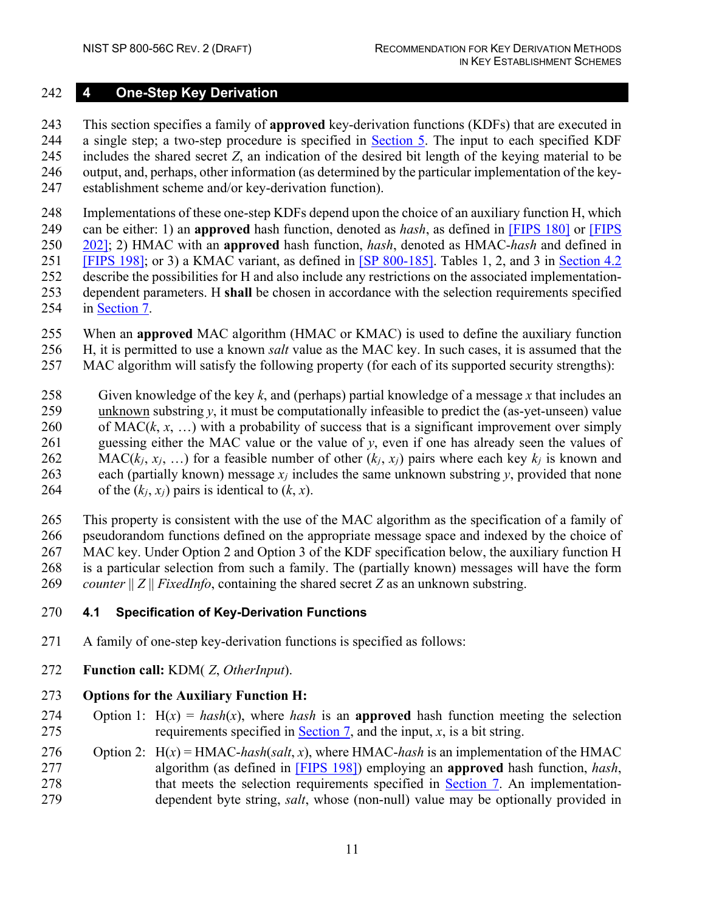# 4 One-Step Key Derivation

This section specifies a family of **approved** key-derivation functions (KDFs) that are executed in a single step; a two-step procedure is specified in Section 5. The input to each specified KDF includes the shared secret $Z$, an indication of the desired bit length of the keying material to be output, and, perhaps, other information (as determined by the particular implementation of the key-establishment scheme and/or key-derivation function).

Implementations of these one-step KDFs depend upon the choice of an auxiliary function H, which can be either: 1) an **approved** hash function, denoted as *hash*, as defined in [FIPS 180] or [FIPS 202]; 2) HMAC with an **approved** hash function, *hash*, denoted as HMAC-*hash* and defined in [FIPS 198]; or 3) a KMAC variant, as defined in [SP 800-185]. Tables 1, 2, and 3 in Section 4.2 describe the possibilities for H and also include any restrictions on the associated implementation-dependent parameters. H **shall** be chosen in accordance with the selection requirements specified in Section 7.

When an **approved** MAC algorithm (HMAC or KMAC) is used to define the auxiliary function H, it is permitted to use a known *salt* value as the MAC key. In such cases, it is assumed that the MAC algorithm will satisfy the following property (for each of its supported security strengths):

> Given knowledge of the key $k$, and (perhaps) partial knowledge of a message $x$ that includes an unknown substring $y$, it must be computationally infeasible to predict the (as-yet-unseen) value of MAC($k$, $x$, …) with a probability of success that is a significant improvement over simply guessing either the MAC value or the value of $y$, even if one has already seen the values of MAC($k_j$, $x_j$, …) for a feasible number of other ($k_j$, $x_j$) pairs where each key $k_j$ is known and each (partially known) message $x_j$ includes the same unknown substring $y$, provided that none of the ($k_j$, $x_j$) pairs is identical to ($k$, $x$).

This property is consistent with the use of the MAC algorithm as the specification of a family of pseudorandom functions defined on the appropriate message space and indexed by the choice of MAC key. Under Option 2 and Option 3 of the KDF specification below, the auxiliary function H is a particular selection from such a family. The (partially known) messages will have the form *counter* || *Z* || *FixedInfo*, containing the shared secret $Z$ as an unknown substring.

## 4.1 Specification of Key-Derivation Functions

A family of one-step key-derivation functions is specified as follows:

**Function call:** KDM( *Z*, *OtherInput*).

**Options for the Auxiliary Function H:**

Option 1: H($x$) = *hash*($x$), where *hash* is an **approved** hash function meeting the selection requirements specified in Section 7, and the input, $x$, is a bit string.

Option 2: H($x$) = HMAC-*hash*(*salt*, $x$), where HMAC-*hash* is an implementation of the HMAC algorithm (as defined in [FIPS 198]) employing an **approved** hash function, *hash*, that meets the selection requirements specified in Section 7. An implementation-dependent byte string, *salt*, whose (non-null) value may be optionally provided in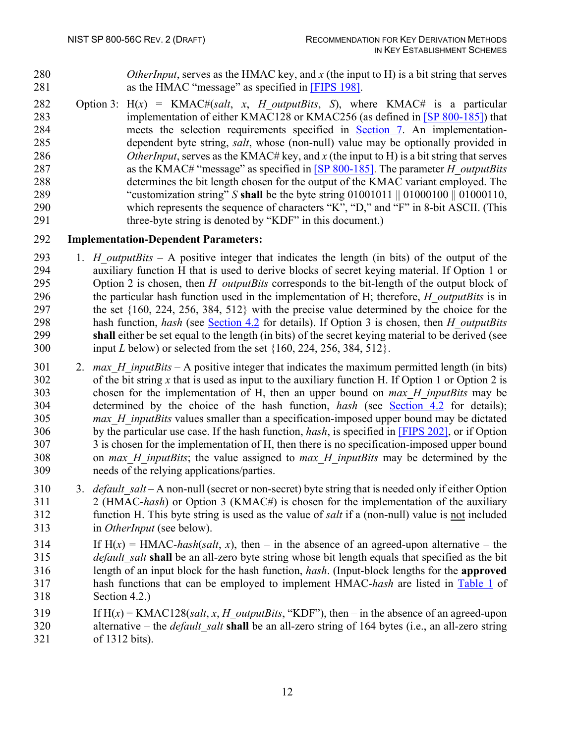*OtherInput*, serves as the HMAC key, and *x* (the input to H) is a bit string that serves as the HMAC "message" as specified in [FIPS 198].

Option 3: H(*x*) = KMAC#(*salt*, *x*, *H_outputBits*, *S*), where KMAC# is a particular implementation of either KMAC128 or KMAC256 (as defined in [SP 800-185]) that meets the selection requirements specified in Section 7. An implementation-dependent byte string, *salt*, whose (non-null) value may be optionally provided in *OtherInput*, serves as the KMAC# key, and *x* (the input to H) is a bit string that serves as the KMAC# "message" as specified in [SP 800-185]. The parameter *H_outputBits* determines the bit length chosen for the output of the KMAC variant employed. The "customization string" *S* **shall** be the byte string 01001011 || 01000100 || 01000110, which represents the sequence of characters "K", "D," and "F" in 8-bit ASCII. (This three-byte string is denoted by "KDF" in this document.)

**Implementation-Dependent Parameters:**

1. *H_outputBits* – A positive integer that indicates the length (in bits) of the output of the auxiliary function H that is used to derive blocks of secret keying material. If Option 1 or Option 2 is chosen, then *H_outputBits* corresponds to the bit-length of the output block of the particular hash function used in the implementation of H; therefore, *H_outputBits* is in the set {160, 224, 256, 384, 512} with the precise value determined by the choice for the hash function, *hash* (see Section 4.2 for details). If Option 3 is chosen, then *H_outputBits* **shall** either be set equal to the length (in bits) of the secret keying material to be derived (see input *L* below) or selected from the set {160, 224, 256, 384, 512}.

2. *max_H_inputBits* – A positive integer that indicates the maximum permitted length (in bits) of the bit string *x* that is used as input to the auxiliary function H. If Option 1 or Option 2 is chosen for the implementation of H, then an upper bound on *max_H_inputBits* may be determined by the choice of the hash function, *hash* (see Section 4.2 for details); *max_H_inputBits* values smaller than a specification-imposed upper bound may be dictated by the particular use case. If the hash function, *hash*, is specified in [FIPS 202], or if Option 3 is chosen for the implementation of H, then there is no specification-imposed upper bound on *max_H_inputBits*; the value assigned to *max_H_inputBits* may be determined by the needs of the relying applications/parties.

3. *default_salt* – A non-null (secret or non-secret) byte string that is needed only if either Option 2 (HMAC-*hash*) or Option 3 (KMAC#) is chosen for the implementation of the auxiliary function H. This byte string is used as the value of *salt* if a (non-null) value is not included in *OtherInput* (see below).

   If H(*x*) = HMAC-*hash*(*salt*, *x*), then – in the absence of an agreed-upon alternative – the *default_salt* **shall** be an all-zero byte string whose bit length equals that specified as the bit length of an input block for the hash function, *hash*. (Input-block lengths for the **approved** hash functions that can be employed to implement HMAC-*hash* are listed in Table 1 of Section 4.2.)

   If H(*x*) = KMAC128(*salt*, *x*, *H_outputBits*, "KDF"), then – in the absence of an agreed-upon alternative – the *default_salt* **shall** be an all-zero string of 164 bytes (i.e., an all-zero string of 1312 bits).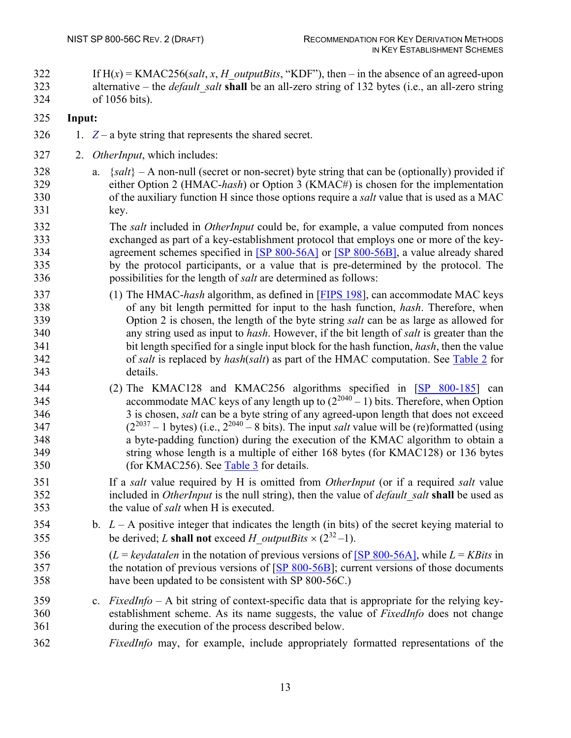If H($x$) = KMAC256($salt$, $x$, $H\_outputBits$, "KDF"), then – in the absence of an agreed-upon alternative – the *default_salt* **shall** be an all-zero string of 132 bytes (i.e., an all-zero string of 1056 bits).

**Input:**

1. $Z$ – a byte string that represents the shared secret.
2. *OtherInput*, which includes:

   a. {*salt*} – A non-null (secret or non-secret) byte string that can be (optionally) provided if either Option 2 (HMAC-*hash*) or Option 3 (KMAC#) is chosen for the implementation of the auxiliary function H since those options require a *salt* value that is used as a MAC key.

      The *salt* included in *OtherInput* could be, for example, a value computed from nonces exchanged as part of a key-establishment protocol that employs one or more of the key-agreement schemes specified in [SP 800-56A] or [SP 800-56B], a value already shared by the protocol participants, or a value that is pre-determined by the protocol. The possibilities for the length of *salt* are determined as follows:

      (1) The HMAC-*hash* algorithm, as defined in [FIPS 198], can accommodate MAC keys of any bit length permitted for input to the hash function, *hash*. Therefore, when Option 2 is chosen, the length of the byte string *salt* can be as large as allowed for any string used as input to *hash*. However, if the bit length of *salt* is greater than the bit length specified for a single input block for the hash function, *hash*, then the value of *salt* is replaced by *hash*(*salt*) as part of the HMAC computation. See Table 2 for details.

      (2) The KMAC128 and KMAC256 algorithms specified in [SP 800-185] can accommodate MAC keys of any length up to $(2^{2040} - 1)$ bits. Therefore, when Option 3 is chosen, *salt* can be a byte string of any agreed-upon length that does not exceed $(2^{2037} - 1$ bytes) (i.e., $2^{2040} - 8$ bits). The input *salt* value will be (re)formatted (using a byte-padding function) during the execution of the KMAC algorithm to obtain a string whose length is a multiple of either 168 bytes (for KMAC128) or 136 bytes (for KMAC256). See Table 3 for details.

      If a *salt* value required by H is omitted from *OtherInput* (or if a required *salt* value included in *OtherInput* is the null string), then the value of *default_salt* **shall** be used as the value of *salt* when H is executed.

   b. $L$ – A positive integer that indicates the length (in bits) of the secret keying material to be derived; $L$ **shall not** exceed $H\_outputBits \times (2^{32} - 1)$.

      ($L = keydatalen$ in the notation of previous versions of [SP 800-56A], while $L = KBits$ in the notation of previous versions of [SP 800-56B]; current versions of those documents have been updated to be consistent with SP 800-56C.)

   c. *FixedInfo* – A bit string of context-specific data that is appropriate for the relying key-establishment scheme. As its name suggests, the value of *FixedInfo* does not change during the execution of the process described below.

      *FixedInfo* may, for example, include appropriately formatted representations of the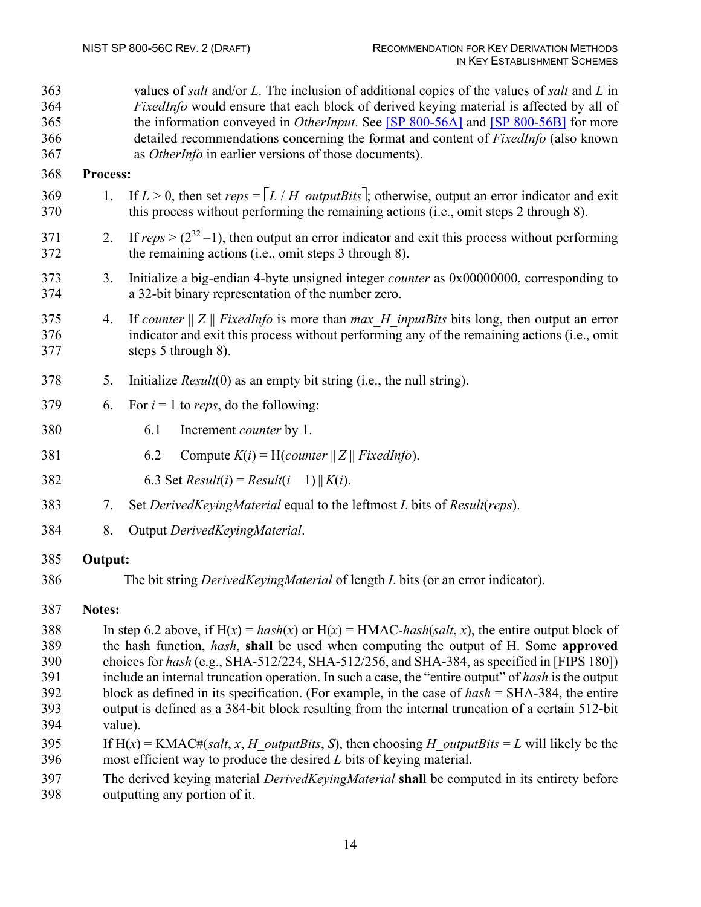values of *salt* and/or *L*. The inclusion of additional copies of the values of *salt* and *L* in *FixedInfo* would ensure that each block of derived keying material is affected by all of the information conveyed in *OtherInput*. See [SP 800-56A] and [SP 800-56B] for more detailed recommendations concerning the format and content of *FixedInfo* (also known as *OtherInfo* in earlier versions of those documents).

**Process:**

1. If $L > 0$, then set $reps = \lceil L / H\_outputBits \rceil$; otherwise, output an error indicator and exit this process without performing the remaining actions (i.e., omit steps 2 through 8).
2. If $reps > (2^{32} - 1)$, then output an error indicator and exit this process without performing the remaining actions (i.e., omit steps 3 through 8).
3. Initialize a big-endian 4-byte unsigned integer *counter* as 0x00000000, corresponding to a 32-bit binary representation of the number zero.
4. If *counter* || *Z* || *FixedInfo* is more than *max_H_inputBits* bits long, then output an error indicator and exit this process without performing any of the remaining actions (i.e., omit steps 5 through 8).
5. Initialize *Result*(0) as an empty bit string (i.e., the null string).
6. For $i = 1$ to *reps*, do the following:

   6.1 Increment *counter* by 1.

   6.2 Compute $K(i) = \text{H}(counter \| Z \| FixedInfo)$.

   6.3 Set $Result(i) = Result(i - 1) \| K(i)$.
7. Set *DerivedKeyingMaterial* equal to the leftmost *L* bits of *Result*(*reps*).
8. Output *DerivedKeyingMaterial*.

**Output:**

The bit string *DerivedKeyingMaterial* of length *L* bits (or an error indicator).

**Notes:**

In step 6.2 above, if $\text{H}(x) = hash(x)$ or $\text{H}(x) = \text{HMAC-}hash(salt, x)$, the entire output block of the hash function, *hash*, **shall** be used when computing the output of H. Some **approved** choices for *hash* (e.g., SHA-512/224, SHA-512/256, and SHA-384, as specified in [FIPS 180]) include an internal truncation operation. In such a case, the "entire output" of *hash* is the output block as defined in its specification. (For example, in the case of *hash* = SHA-384, the entire output is defined as a 384-bit block resulting from the internal truncation of a certain 512-bit value).

If $\text{H}(x) = \text{KMAC\#}(salt, x, H\_outputBits, S)$, then choosing $H\_outputBits = L$ will likely be the most efficient way to produce the desired *L* bits of keying material.

The derived keying material *DerivedKeyingMaterial* **shall** be computed in its entirety before outputting any portion of it.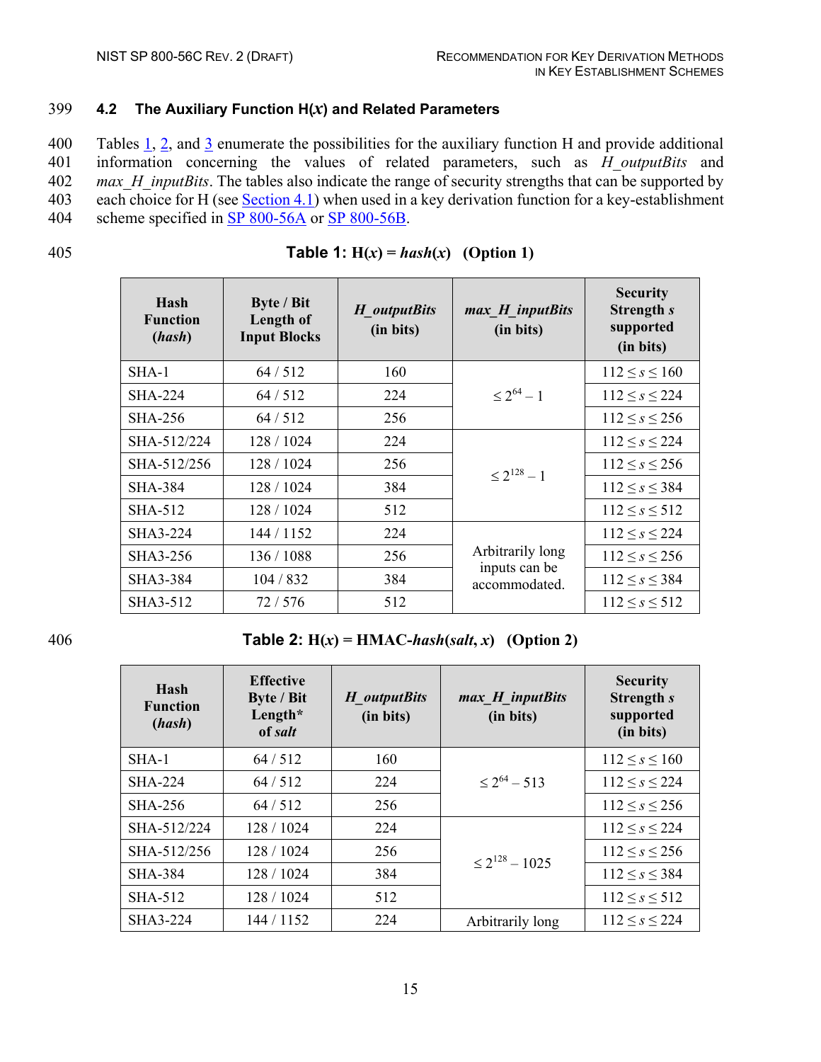### 4.2 The Auxiliary Function H($x$) and Related Parameters

Tables 1, 2, and 3 enumerate the possibilities for the auxiliary function H and provide additional information concerning the values of related parameters, such as *H_outputBits* and *max_H_inputBits*. The tables also indicate the range of security strengths that can be supported by each choice for H (see Section 4.1) when used in a key derivation function for a key-establishment scheme specified in SP 800-56A or SP 800-56B.

**Table 1: H($x$) = *hash*($x$) (Option 1)**

| Hash Function (*hash*) | Byte / Bit Length of Input Blocks | *H_outputBits* (in bits) | *max_H_inputBits* (in bits) | Security Strength *s* supported (in bits) |
|---|---|---|---|---|
| SHA-1 | 64 / 512 | 160 | $\leq 2^{64} - 1$ | $112 \leq s \leq 160$ |
| SHA-224 | 64 / 512 | 224 | | $112 \leq s \leq 224$ |
| SHA-256 | 64 / 512 | 256 | | $112 \leq s \leq 256$ |
| SHA-512/224 | 128 / 1024 | 224 | $\leq 2^{128} - 1$ | $112 \leq s \leq 224$ |
| SHA-512/256 | 128 / 1024 | 256 | | $112 \leq s \leq 256$ |
| SHA-384 | 128 / 1024 | 384 | | $112 \leq s \leq 384$ |
| SHA-512 | 128 / 1024 | 512 | | $112 \leq s \leq 512$ |
| SHA3-224 | 144 / 1152 | 224 | Arbitrarily long inputs can be accommodated. | $112 \leq s \leq 224$ |
| SHA3-256 | 136 / 1088 | 256 | | $112 \leq s \leq 256$ |
| SHA3-384 | 104 / 832 | 384 | | $112 \leq s \leq 384$ |
| SHA3-512 | 72 / 576 | 512 | | $112 \leq s \leq 512$ |

**Table 2: H($x$) = HMAC-*hash*(*salt*, $x$) (Option 2)**

| Hash Function (*hash*) | Effective Byte / Bit Length* of *salt* | *H_outputBits* (in bits) | *max_H_inputBits* (in bits) | Security Strength *s* supported (in bits) |
|---|---|---|---|---|
| SHA-1 | 64 / 512 | 160 | $\leq 2^{64} - 513$ | $112 \leq s \leq 160$ |
| SHA-224 | 64 / 512 | 224 | | $112 \leq s \leq 224$ |
| SHA-256 | 64 / 512 | 256 | | $112 \leq s \leq 256$ |
| SHA-512/224 | 128 / 1024 | 224 | $\leq 2^{128} - 1025$ | $112 \leq s \leq 224$ |
| SHA-512/256 | 128 / 1024 | 256 | | $112 \leq s \leq 256$ |
| SHA-384 | 128 / 1024 | 384 | | $112 \leq s \leq 384$ |
| SHA-512 | 128 / 1024 | 512 | | $112 \leq s \leq 512$ |
| SHA3-224 | 144 / 1152 | 224 | Arbitrarily long | $112 \leq s \leq 224$ |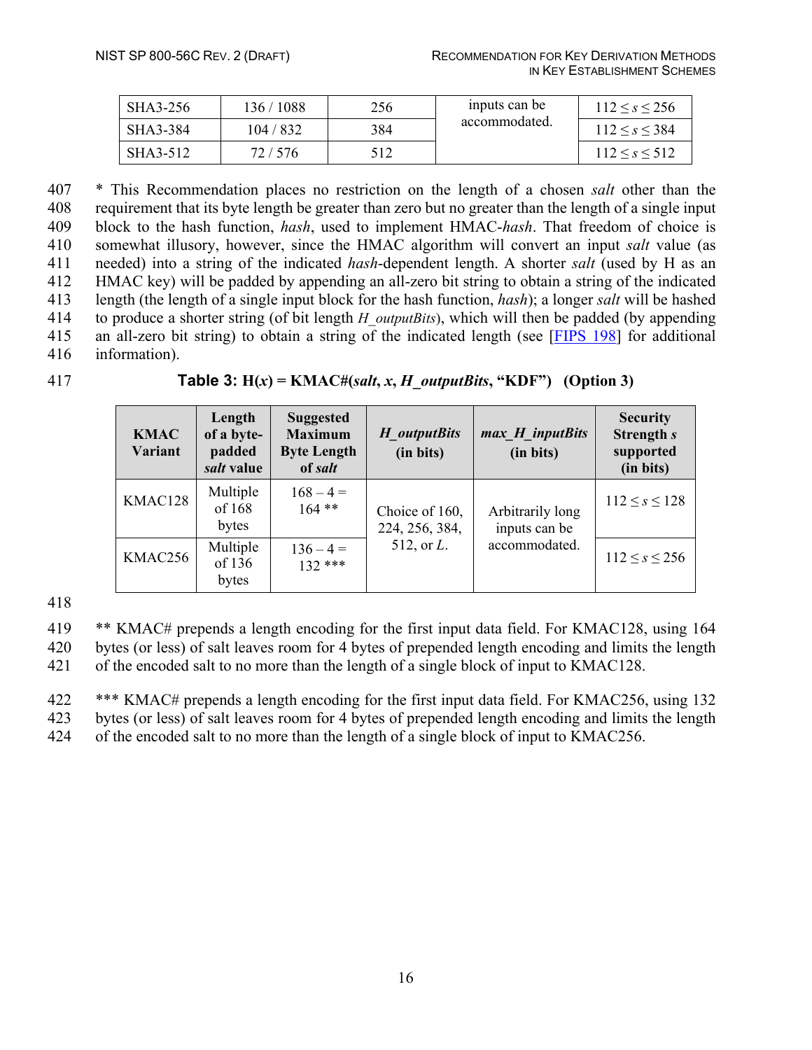| SHA3-256 | 136 / 1088 | 256 | inputs can be accommodated. | $112 \leq s \leq 256$ |
|---|---|---|---|---|
| SHA3-384 | 104 / 832 | 384 | | $112 \leq s \leq 384$ |
| SHA3-512 | 72 / 576 | 512 | | $112 \leq s \leq 512$ |

\* This Recommendation places no restriction on the length of a chosen *salt* other than the requirement that its byte length be greater than zero but no greater than the length of a single input block to the hash function, *hash*, used to implement HMAC-*hash*. That freedom of choice is somewhat illusory, however, since the HMAC algorithm will convert an input *salt* value (as needed) into a string of the indicated *hash*-dependent length. A shorter *salt* (used by H as an HMAC key) will be padded by appending an all-zero bit string to obtain a string of the indicated length (the length of a single input block for the hash function, *hash*); a longer *salt* will be hashed to produce a shorter string (of bit length *H_outputBits*), which will then be padded (by appending an all-zero bit string) to obtain a string of the indicated length (see [FIPS 198] for additional information).

**Table 3: H(*x*) = KMAC#(*salt*, *x*, *H_outputBits*, "KDF") (Option 3)**

| KMAC Variant | Length of a byte-padded *salt* value | Suggested Maximum Byte Length of *salt* | *H_outputBits* (in bits) | *max_H_inputBits* (in bits) | Security Strength *s* supported (in bits) |
|---|---|---|---|---|---|
| KMAC128 | Multiple of 168 bytes | 168 – 4 = 164 ** | Choice of 160, 224, 256, 384, 512, or *L*. | Arbitrarily long inputs can be accommodated. | $112 \leq s \leq 128$ |
| KMAC256 | Multiple of 136 bytes | 136 – 4 = 132 *** | | | $112 \leq s \leq 256$ |

** KMAC# prepends a length encoding for the first input data field. For KMAC128, using 164 bytes (or less) of salt leaves room for 4 bytes of prepended length encoding and limits the length of the encoded salt to no more than the length of a single block of input to KMAC128.

*** KMAC# prepends a length encoding for the first input data field. For KMAC256, using 132 bytes (or less) of salt leaves room for 4 bytes of prepended length encoding and limits the length of the encoded salt to no more than the length of a single block of input to KMAC256.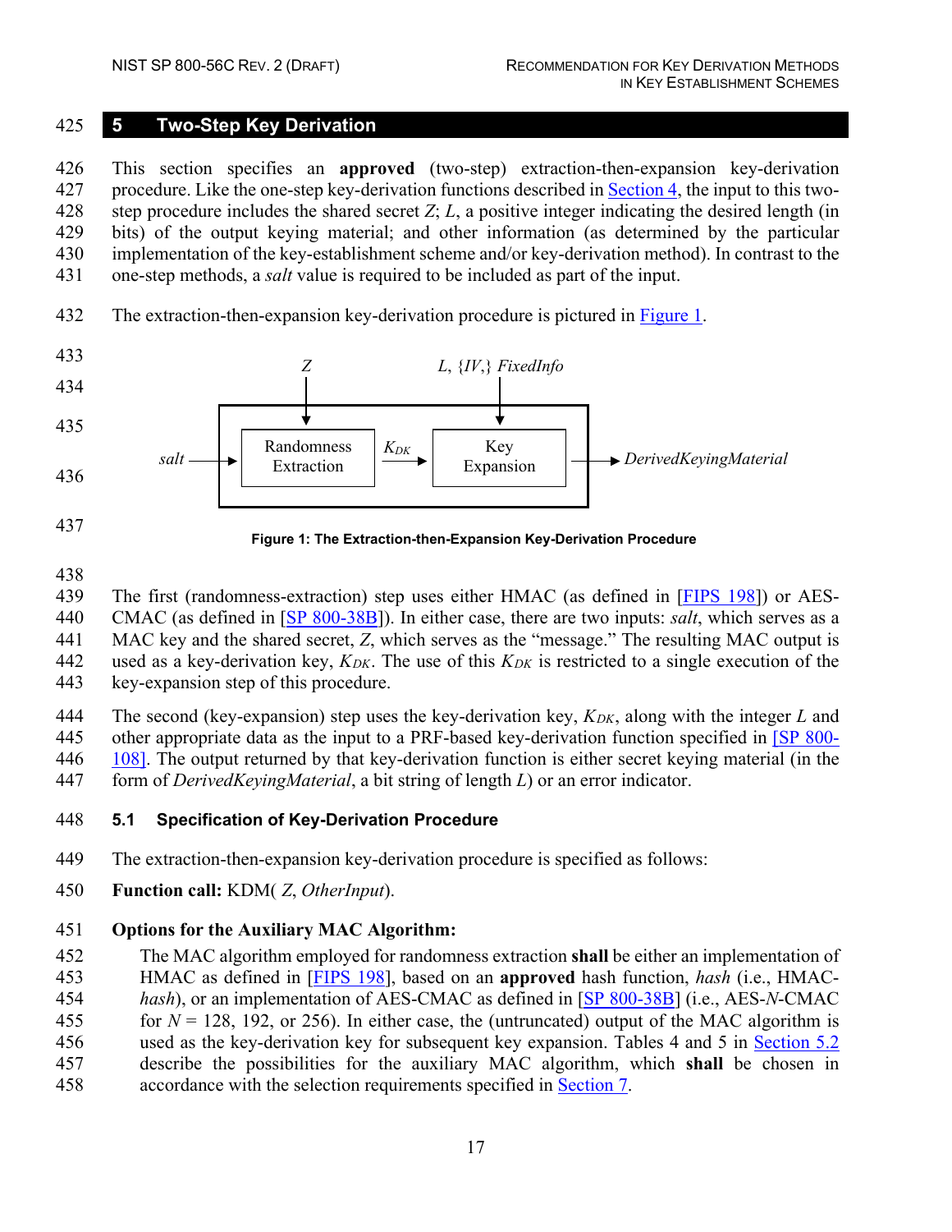# 5 Two-Step Key Derivation

This section specifies an **approved** (two-step) extraction-then-expansion key-derivation procedure. Like the one-step key-derivation functions described in Section 4, the input to this two-step procedure includes the shared secret $Z$; $L$, a positive integer indicating the desired length (in bits) of the output keying material; and other information (as determined by the particular implementation of the key-establishment scheme and/or key-derivation method). In contrast to the one-step methods, a *salt* value is required to be included as part of the input.

The extraction-then-expansion key-derivation procedure is pictured in Figure 1.

Figure 1: The Extraction-then-Expansion Key-Derivation Procedure

The first (randomness-extraction) step uses either HMAC (as defined in [FIPS 198]) or AES-CMAC (as defined in [SP 800-38B]). In either case, there are two inputs: *salt*, which serves as a MAC key and the shared secret, $Z$, which serves as the "message." The resulting MAC output is used as a key-derivation key, $K_{DK}$. The use of this $K_{DK}$ is restricted to a single execution of the key-expansion step of this procedure.

The second (key-expansion) step uses the key-derivation key, $K_{DK}$, along with the integer $L$ and other appropriate data as the input to a PRF-based key-derivation function specified in [SP 800-108]. The output returned by that key-derivation function is either secret keying material (in the form of *DerivedKeyingMaterial*, a bit string of length $L$) or an error indicator.

## 5.1 Specification of Key-Derivation Procedure

The extraction-then-expansion key-derivation procedure is specified as follows:

**Function call:** KDM( $Z$, *OtherInput*).

**Options for the Auxiliary MAC Algorithm:**

The MAC algorithm employed for randomness extraction **shall** be either an implementation of HMAC as defined in [FIPS 198], based on an **approved** hash function, *hash* (i.e., HMAC-*hash*), or an implementation of AES-CMAC as defined in [SP 800-38B] (i.e., AES-$N$-CMAC for $N$ = 128, 192, or 256). In either case, the (untruncated) output of the MAC algorithm is used as the key-derivation key for subsequent key expansion. Tables 4 and 5 in Section 5.2 describe the possibilities for the auxiliary MAC algorithm, which **shall** be chosen in accordance with the selection requirements specified in Section 7.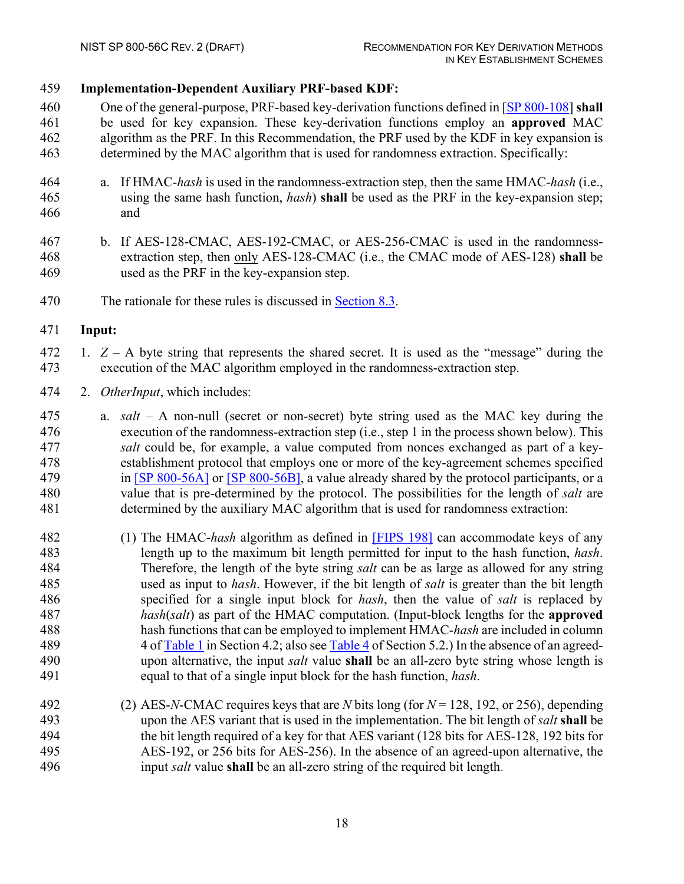**Implementation-Dependent Auxiliary PRF-based KDF:**

One of the general-purpose, PRF-based key-derivation functions defined in [SP 800-108] **shall** be used for key expansion. These key-derivation functions employ an **approved** MAC algorithm as the PRF. In this Recommendation, the PRF used by the KDF in key expansion is determined by the MAC algorithm that is used for randomness extraction. Specifically:

a. If HMAC-*hash* is used in the randomness-extraction step, then the same HMAC-*hash* (i.e., using the same hash function, *hash*) **shall** be used as the PRF in the key-expansion step; and

b. If AES-128-CMAC, AES-192-CMAC, or AES-256-CMAC is used in the randomness-extraction step, then only AES-128-CMAC (i.e., the CMAC mode of AES-128) **shall** be used as the PRF in the key-expansion step.

The rationale for these rules is discussed in Section 8.3.

**Input:**

1. *Z* – A byte string that represents the shared secret. It is used as the "message" during the execution of the MAC algorithm employed in the randomness-extraction step.

2. *OtherInput*, which includes:

   a. *salt* – A non-null (secret or non-secret) byte string used as the MAC key during the execution of the randomness-extraction step (i.e., step 1 in the process shown below). This *salt* could be, for example, a value computed from nonces exchanged as part of a key-establishment protocol that employs one or more of the key-agreement schemes specified in [SP 800-56A] or [SP 800-56B], a value already shared by the protocol participants, or a value that is pre-determined by the protocol. The possibilities for the length of *salt* are determined by the auxiliary MAC algorithm that is used for randomness extraction:

      (1) The HMAC-*hash* algorithm as defined in [FIPS 198] can accommodate keys of any length up to the maximum bit length permitted for input to the hash function, *hash*. Therefore, the length of the byte string *salt* can be as large as allowed for any string used as input to *hash*. However, if the bit length of *salt* is greater than the bit length specified for a single input block for *hash*, then the value of *salt* is replaced by *hash*(*salt*) as part of the HMAC computation. (Input-block lengths for the **approved** hash functions that can be employed to implement HMAC-*hash* are included in column 4 of Table 1 in Section 4.2; also see Table 4 of Section 5.2.) In the absence of an agreed-upon alternative, the input *salt* value **shall** be an all-zero byte string whose length is equal to that of a single input block for the hash function, *hash*.

      (2) AES-*N*-CMAC requires keys that are *N* bits long (for $N = 128$, 192, or 256), depending upon the AES variant that is used in the implementation. The bit length of *salt* **shall** be the bit length required of a key for that AES variant (128 bits for AES-128, 192 bits for AES-192, or 256 bits for AES-256). In the absence of an agreed-upon alternative, the input *salt* value **shall** be an all-zero string of the required bit length.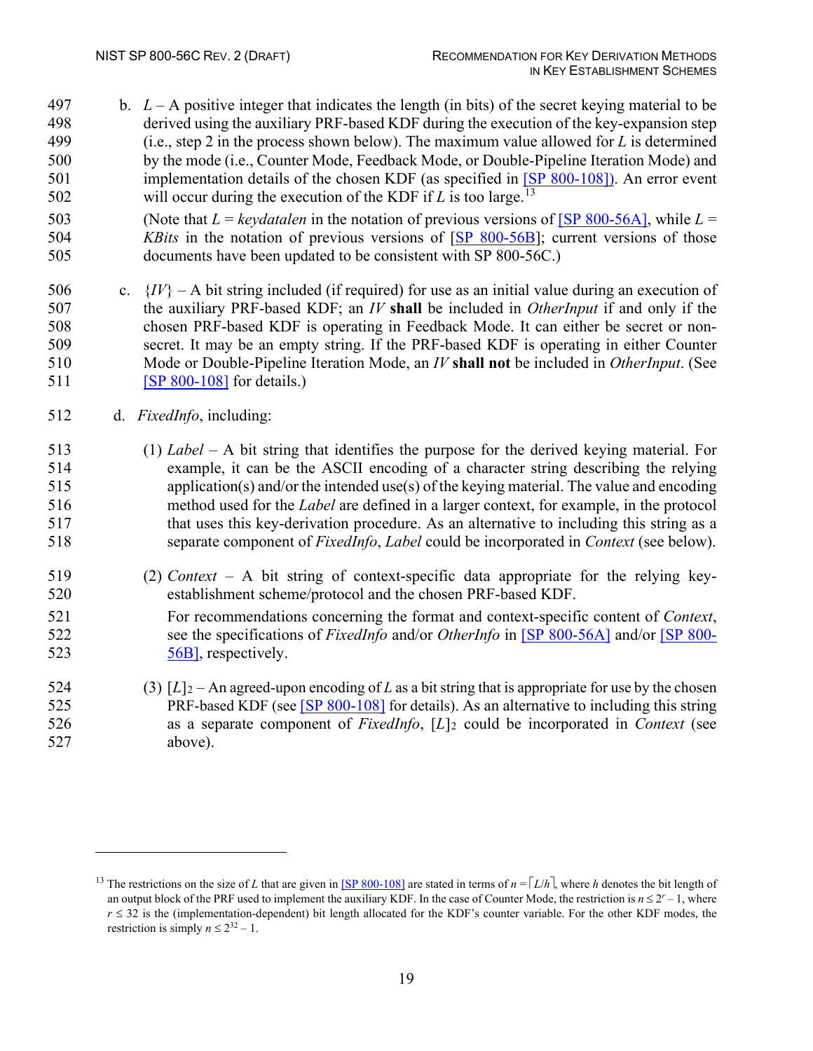b. $L$ – A positive integer that indicates the length (in bits) of the secret keying material to be derived using the auxiliary PRF-based KDF during the execution of the key-expansion step (i.e., step 2 in the process shown below). The maximum value allowed for $L$ is determined by the mode (i.e., Counter Mode, Feedback Mode, or Double-Pipeline Iteration Mode) and implementation details of the chosen KDF (as specified in [SP 800-108]). An error event will occur during the execution of the KDF if $L$ is too large.[13]

(Note that $L$ = *keydatalen* in the notation of previous versions of [SP 800-56A], while $L$ = *KBits* in the notation of previous versions of [SP 800-56B]; current versions of those documents have been updated to be consistent with SP 800-56C.)

c. {*IV*} – A bit string included (if required) for use as an initial value during an execution of the auxiliary PRF-based KDF; an *IV* **shall** be included in *OtherInput* if and only if the chosen PRF-based KDF is operating in Feedback Mode. It can either be secret or non-secret. It may be an empty string. If the PRF-based KDF is operating in either Counter Mode or Double-Pipeline Iteration Mode, an *IV* **shall not** be included in *OtherInput*. (See [SP 800-108] for details.)

d. *FixedInfo*, including:

(1) *Label* – A bit string that identifies the purpose for the derived keying material. For example, it can be the ASCII encoding of a character string describing the relying application(s) and/or the intended use(s) of the keying material. The value and encoding method used for the *Label* are defined in a larger context, for example, in the protocol that uses this key-derivation procedure. As an alternative to including this string as a separate component of *FixedInfo*, *Label* could be incorporated in *Context* (see below).

(2) *Context* – A bit string of context-specific data appropriate for the relying key-establishment scheme/protocol and the chosen PRF-based KDF.

For recommendations concerning the format and context-specific content of *Context*, see the specifications of *FixedInfo* and/or *OtherInfo* in [SP 800-56A] and/or [SP 800-56B], respectively.

(3) $[L]_2$ – An agreed-upon encoding of $L$ as a bit string that is appropriate for use by the chosen PRF-based KDF (see [SP 800-108] for details). As an alternative to including this string as a separate component of *FixedInfo*, $[L]_2$ could be incorporated in *Context* (see above).

---

[13] The restrictions on the size of $L$ that are given in [SP 800-108] are stated in terms of $n = \lceil L/h \rceil$, where $h$ denotes the bit length of an output block of the PRF used to implement the auxiliary KDF. In the case of Counter Mode, the restriction is $n \leq 2^r - 1$, where $r \leq 32$ is the (implementation-dependent) bit length allocated for the KDF's counter variable. For the other KDF modes, the restriction is simply $n \leq 2^{32} - 1$.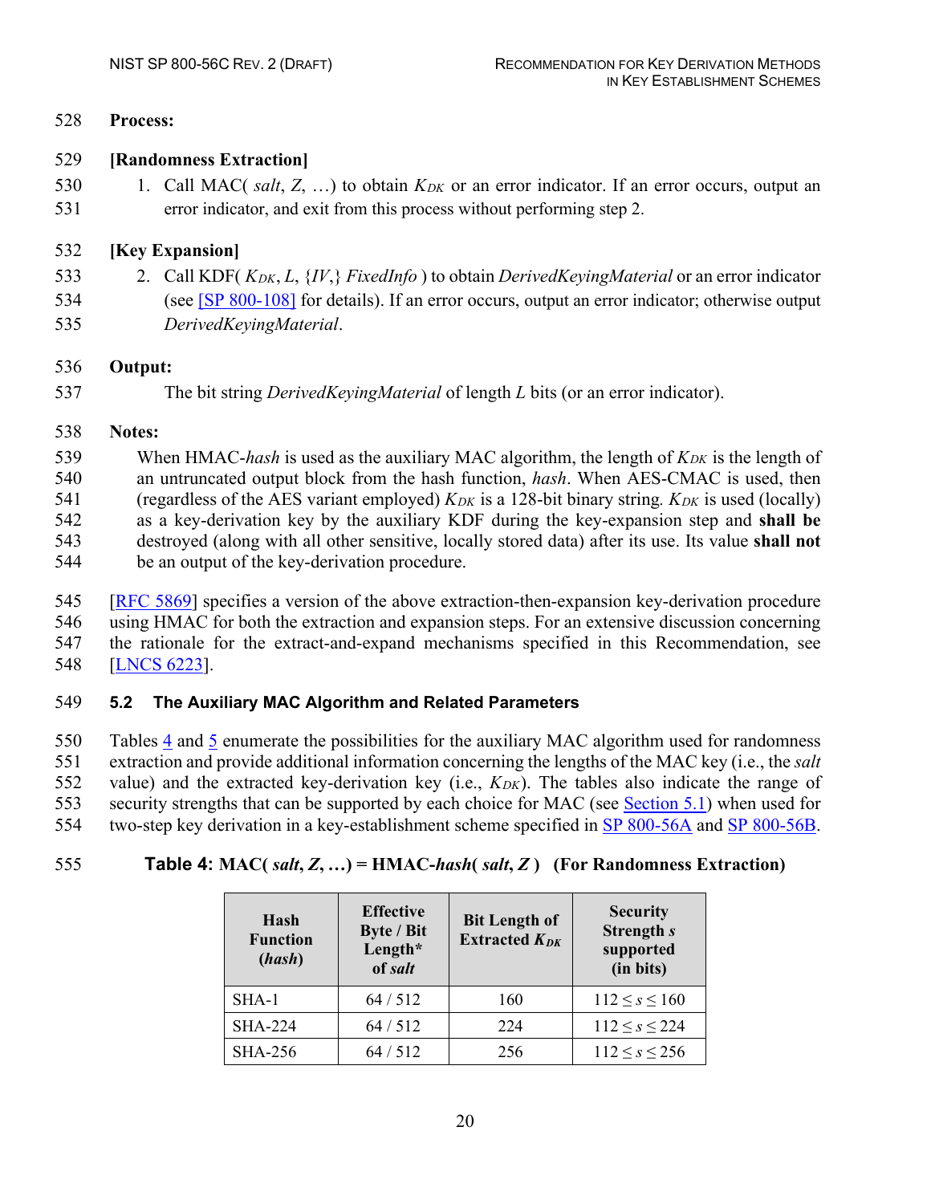**Process:**

**[Randomness Extraction]**

1. Call MAC( *salt*, *Z*, …) to obtain $K_{DK}$ or an error indicator. If an error occurs, output an error indicator, and exit from this process without performing step 2.

**[Key Expansion]**

2. Call KDF( $K_{DK}$, *L*, {*IV*,} *FixedInfo* ) to obtain *DerivedKeyingMaterial* or an error indicator (see [SP 800-108] for details). If an error occurs, output an error indicator; otherwise output *DerivedKeyingMaterial*.

**Output:**

The bit string *DerivedKeyingMaterial* of length *L* bits (or an error indicator).

**Notes:**

When HMAC-*hash* is used as the auxiliary MAC algorithm, the length of $K_{DK}$ is the length of an untruncated output block from the hash function, *hash*. When AES-CMAC is used, then (regardless of the AES variant employed) $K_{DK}$ is a 128-bit binary string. $K_{DK}$ is used (locally) as a key-derivation key by the auxiliary KDF during the key-expansion step and **shall be** destroyed (along with all other sensitive, locally stored data) after its use. Its value **shall not** be an output of the key-derivation procedure.

[RFC 5869] specifies a version of the above extraction-then-expansion key-derivation procedure using HMAC for both the extraction and expansion steps. For an extensive discussion concerning the rationale for the extract-and-expand mechanisms specified in this Recommendation, see [LNCS 6223].

## 5.2 The Auxiliary MAC Algorithm and Related Parameters

Tables 4 and 5 enumerate the possibilities for the auxiliary MAC algorithm used for randomness extraction and provide additional information concerning the lengths of the MAC key (i.e., the *salt* value) and the extracted key-derivation key (i.e., $K_{DK}$). The tables also indicate the range of security strengths that can be supported by each choice for MAC (see Section 5.1) when used for two-step key derivation in a key-establishment scheme specified in SP 800-56A and SP 800-56B.

**Table 4: MAC( *salt*, *Z*, …) = HMAC-*hash*( *salt*, *Z* ) (For Randomness Extraction)**

| Hash Function (*hash*) | Effective Byte / Bit Length* of *salt* | Bit Length of Extracted $K_{DK}$ | Security Strength *s* supported (in bits) |
|---|---|---|---|
| SHA-1 | 64 / 512 | 160 | $112 \leq s \leq 160$ |
| SHA-224 | 64 / 512 | 224 | $112 \leq s \leq 224$ |
| SHA-256 | 64 / 512 | 256 | $112 \leq s \leq 256$ |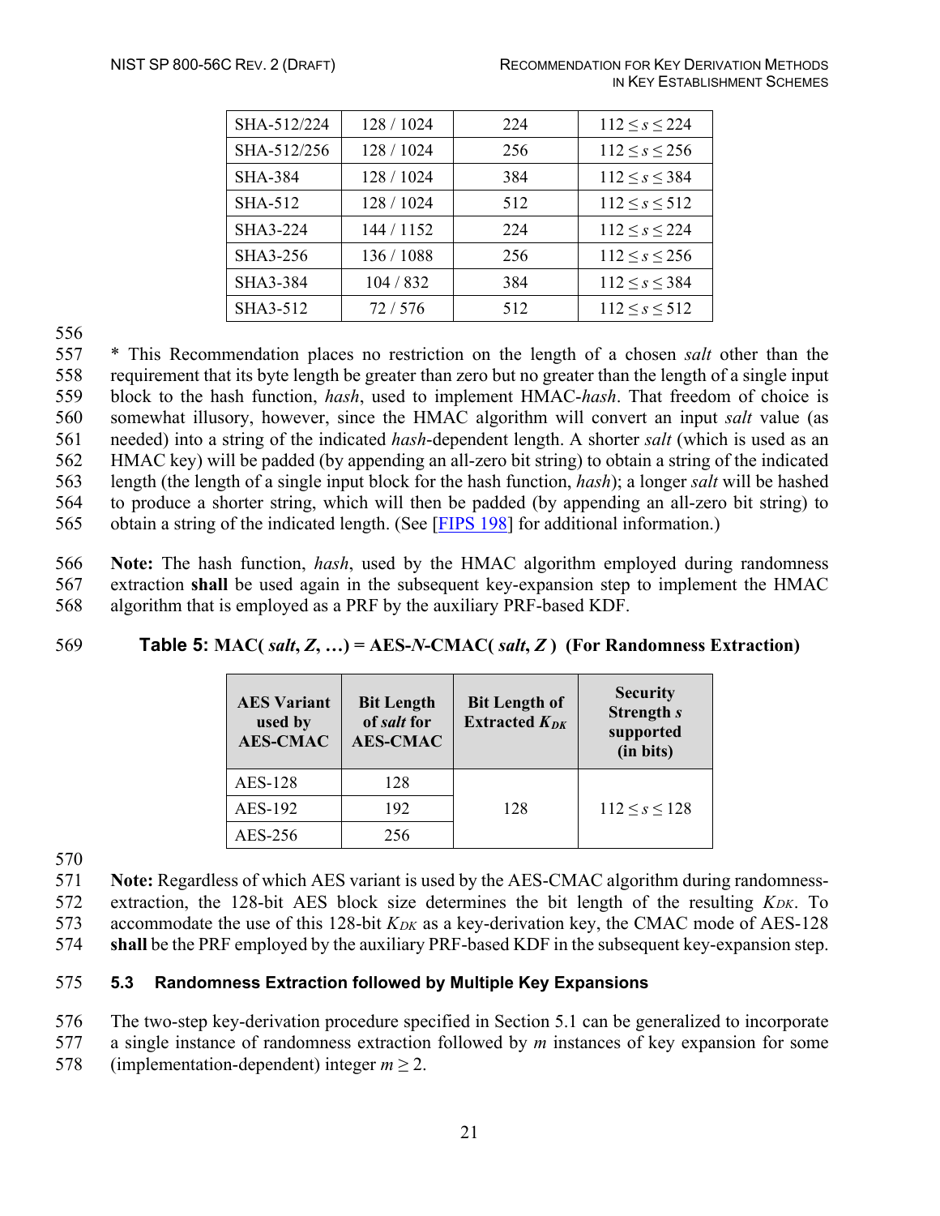| SHA-512/224 | 128 / 1024 | 224 | $112 \le s \le 224$ |
|---|---|---|---|
| SHA-512/256 | 128 / 1024 | 256 | $112 \le s \le 256$ |
| SHA-384 | 128 / 1024 | 384 | $112 \le s \le 384$ |
| SHA-512 | 128 / 1024 | 512 | $112 \le s \le 512$ |
| SHA3-224 | 144 / 1152 | 224 | $112 \le s \le 224$ |
| SHA3-256 | 136 / 1088 | 256 | $112 \le s \le 256$ |
| SHA3-384 | 104 / 832 | 384 | $112 \le s \le 384$ |
| SHA3-512 | 72 / 576 | 512 | $112 \le s \le 512$ |

* This Recommendation places no restriction on the length of a chosen *salt* other than the requirement that its byte length be greater than zero but no greater than the length of a single input block to the hash function, *hash*, used to implement HMAC-*hash*. That freedom of choice is somewhat illusory, however, since the HMAC algorithm will convert an input *salt* value (as needed) into a string of the indicated *hash*-dependent length. A shorter *salt* (which is used as an HMAC key) will be padded (by appending an all-zero bit string) to obtain a string of the indicated length (the length of a single input block for the hash function, *hash*); a longer *salt* will be hashed to produce a shorter string, which will then be padded (by appending an all-zero bit string) to obtain a string of the indicated length. (See [FIPS 198] for additional information.)

**Note:** The hash function, *hash*, used by the HMAC algorithm employed during randomness extraction **shall** be used again in the subsequent key-expansion step to implement the HMAC algorithm that is employed as a PRF by the auxiliary PRF-based KDF.

**Table 5: MAC( *salt*, *Z*, …) = AES-*N*-CMAC( *salt*, *Z* ) (For Randomness Extraction)**

| AES Variant used by AES-CMAC | Bit Length of *salt* for AES-CMAC | Bit Length of Extracted $K_{DK}$ | Security Strength *s* supported (in bits) |
|---|---|---|---|
| AES-128 | 128 | 128 | $112 \le s \le 128$ |
| AES-192 | 192 | | |
| AES-256 | 256 | | |

**Note:** Regardless of which AES variant is used by the AES-CMAC algorithm during randomness-extraction, the 128-bit AES block size determines the bit length of the resulting $K_{DK}$. To accommodate the use of this 128-bit $K_{DK}$ as a key-derivation key, the CMAC mode of AES-128 **shall** be the PRF employed by the auxiliary PRF-based KDF in the subsequent key-expansion step.

### 5.3 Randomness Extraction followed by Multiple Key Expansions

The two-step key-derivation procedure specified in Section 5.1 can be generalized to incorporate a single instance of randomness extraction followed by *m* instances of key expansion for some (implementation-dependent) integer $m \ge 2$.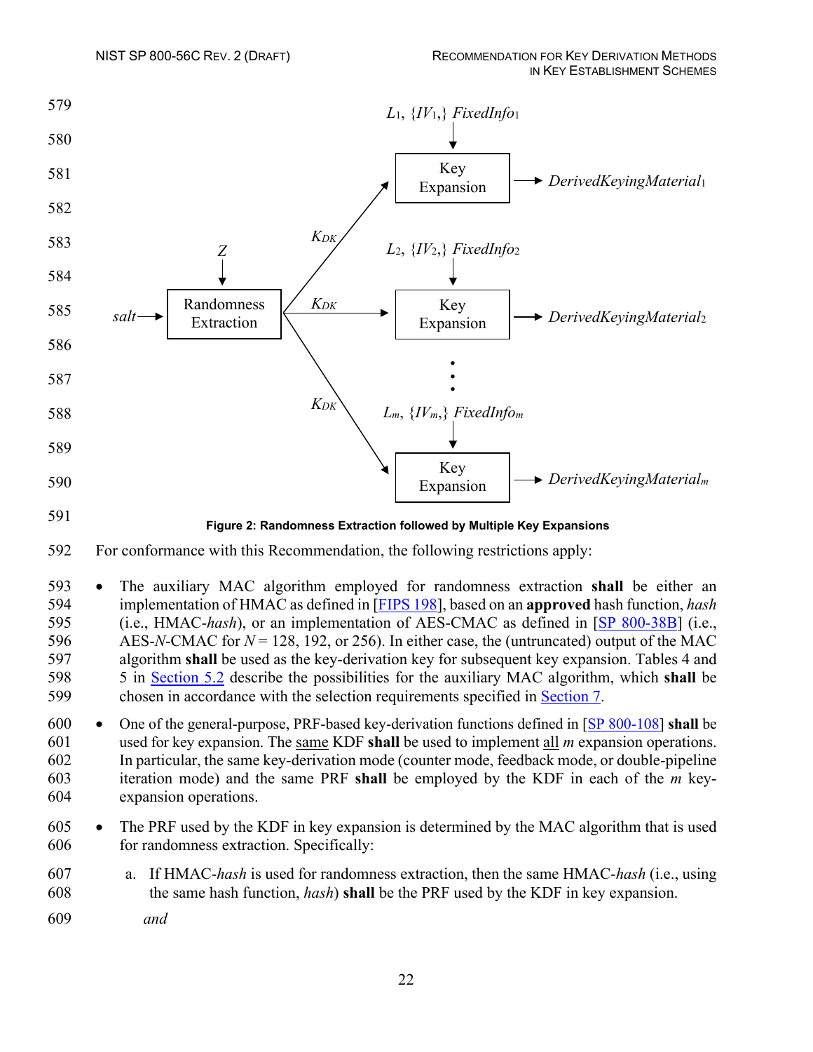Figure 2: Randomness Extraction followed by Multiple Key Expansions

For conformance with this Recommendation, the following restrictions apply:

- The auxiliary MAC algorithm employed for randomness extraction **shall** be either an implementation of HMAC as defined in [FIPS 198], based on an **approved** hash function, *hash* (i.e., HMAC-*hash*), or an implementation of AES-CMAC as defined in [SP 800-38B] (i.e., AES-$N$-CMAC for $N$ = 128, 192, or 256). In either case, the (untruncated) output of the MAC algorithm **shall** be used as the key-derivation key for subsequent key expansion. Tables 4 and 5 in Section 5.2 describe the possibilities for the auxiliary MAC algorithm, which **shall** be chosen in accordance with the selection requirements specified in Section 7.
- One of the general-purpose, PRF-based key-derivation functions defined in [SP 800-108] **shall** be used for key expansion. The same KDF **shall** be used to implement all $m$ expansion operations. In particular, the same key-derivation mode (counter mode, feedback mode, or double-pipeline iteration mode) and the same PRF **shall** be employed by the KDF in each of the $m$ key-expansion operations.
- The PRF used by the KDF in key expansion is determined by the MAC algorithm that is used for randomness extraction. Specifically:

  a. If HMAC-*hash* is used for randomness extraction, then the same HMAC-*hash* (i.e., using the same hash function, *hash*) **shall** be the PRF used by the KDF in key expansion.

  *and*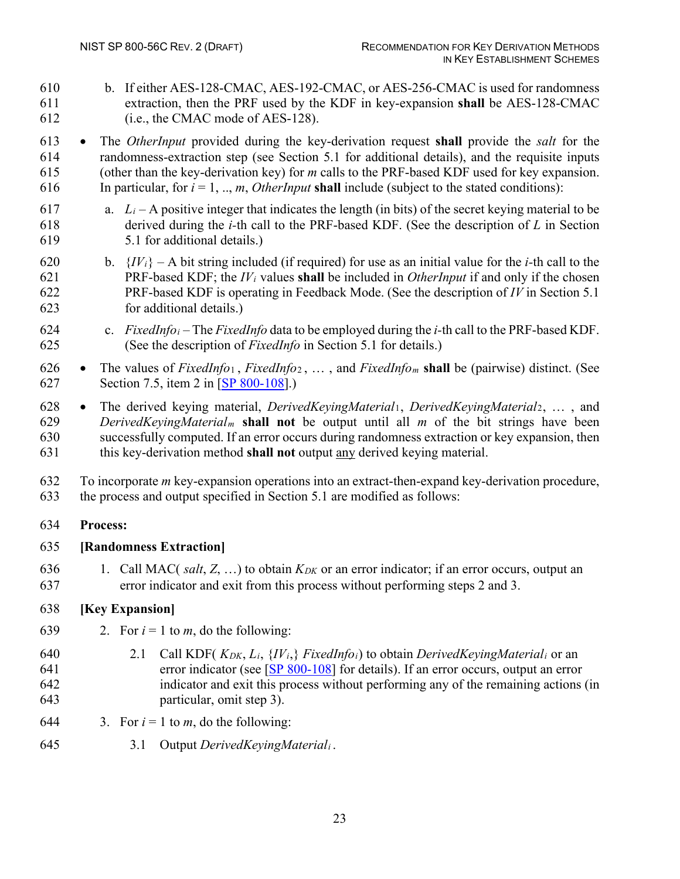b. If either AES-128-CMAC, AES-192-CMAC, or AES-256-CMAC is used for randomness extraction, then the PRF used by the KDF in key-expansion **shall** be AES-128-CMAC (i.e., the CMAC mode of AES-128).

- The *OtherInput* provided during the key-derivation request **shall** provide the *salt* for the randomness-extraction step (see Section 5.1 for additional details), and the requisite inputs (other than the key-derivation key) for *m* calls to the PRF-based KDF used for key expansion. In particular, for $i = 1, .., m$, *OtherInput* **shall** include (subject to the stated conditions):

  a. $L_i$ – A positive integer that indicates the length (in bits) of the secret keying material to be derived during the *i*-th call to the PRF-based KDF. (See the description of *L* in Section 5.1 for additional details.)

  b. $\{IV_i\}$ – A bit string included (if required) for use as an initial value for the *i*-th call to the PRF-based KDF; the $IV_i$ values **shall** be included in *OtherInput* if and only if the chosen PRF-based KDF is operating in Feedback Mode. (See the description of *IV* in Section 5.1 for additional details.)

  c. $FixedInfo_i$ – The *FixedInfo* data to be employed during the *i*-th call to the PRF-based KDF. (See the description of *FixedInfo* in Section 5.1 for details.)

- The values of $FixedInfo_1$, $FixedInfo_2$, … , and $FixedInfo_m$ **shall** be (pairwise) distinct. (See Section 7.5, item 2 in [SP 800-108].)

- The derived keying material, $DerivedKeyingMaterial_1$, $DerivedKeyingMaterial_2$, … , and $DerivedKeyingMaterial_m$ **shall not** be output until all *m* of the bit strings have been successfully computed. If an error occurs during randomness extraction or key expansion, then this key-derivation method **shall not** output any derived keying material.

To incorporate *m* key-expansion operations into an extract-then-expand key-derivation procedure, the process and output specified in Section 5.1 are modified as follows:

**Process:**

**[Randomness Extraction]**

1. Call MAC( *salt*, *Z*, …) to obtain $K_{DK}$ or an error indicator; if an error occurs, output an error indicator and exit from this process without performing steps 2 and 3.

**[Key Expansion]**

2. For $i = 1$ to *m*, do the following:

   2.1 Call KDF( $K_{DK}$, $L_i$, $\{IV_i,\}$ $FixedInfo_i$) to obtain $DerivedKeyingMaterial_i$ or an error indicator (see [SP 800-108] for details). If an error occurs, output an error indicator and exit this process without performing any of the remaining actions (in particular, omit step 3).

3. For $i = 1$ to *m*, do the following:

   3.1 Output $DerivedKeyingMaterial_i$.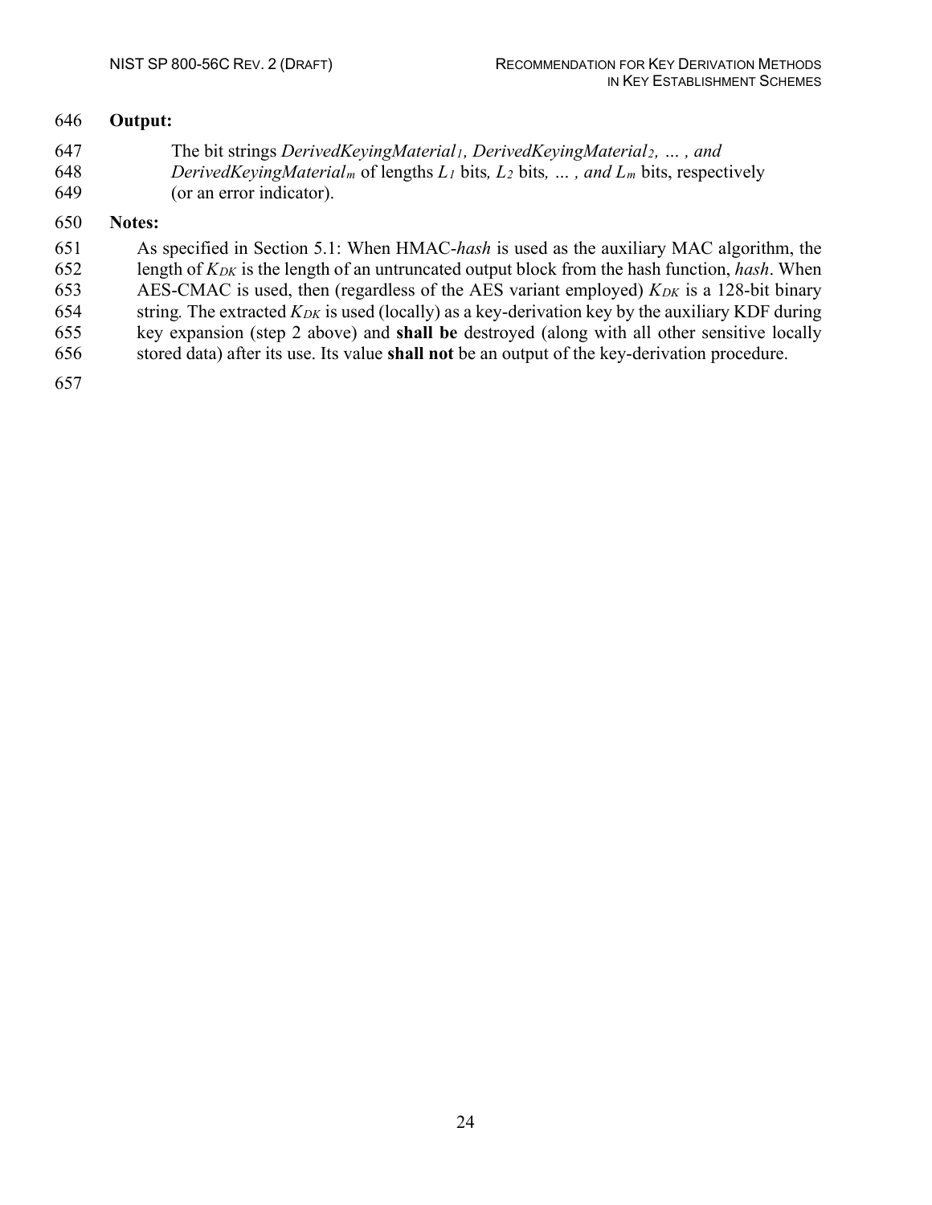**Output:**

The bit strings *DerivedKeyingMaterial*$_1$, *DerivedKeyingMaterial*$_2$, *… , and DerivedKeyingMaterial*$_m$ of lengths $L_1$ bits, $L_2$ bits, *… , and* $L_m$ bits, respectively (or an error indicator).

**Notes:**

As specified in Section 5.1: When HMAC-*hash* is used as the auxiliary MAC algorithm, the length of $K_{DK}$ is the length of an untruncated output block from the hash function, *hash*. When AES-CMAC is used, then (regardless of the AES variant employed) $K_{DK}$ is a 128-bit binary string. The extracted $K_{DK}$ is used (locally) as a key-derivation key by the auxiliary KDF during key expansion (step 2 above) and **shall be** destroyed (along with all other sensitive locally stored data) after its use. Its value **shall not** be an output of the key-derivation procedure.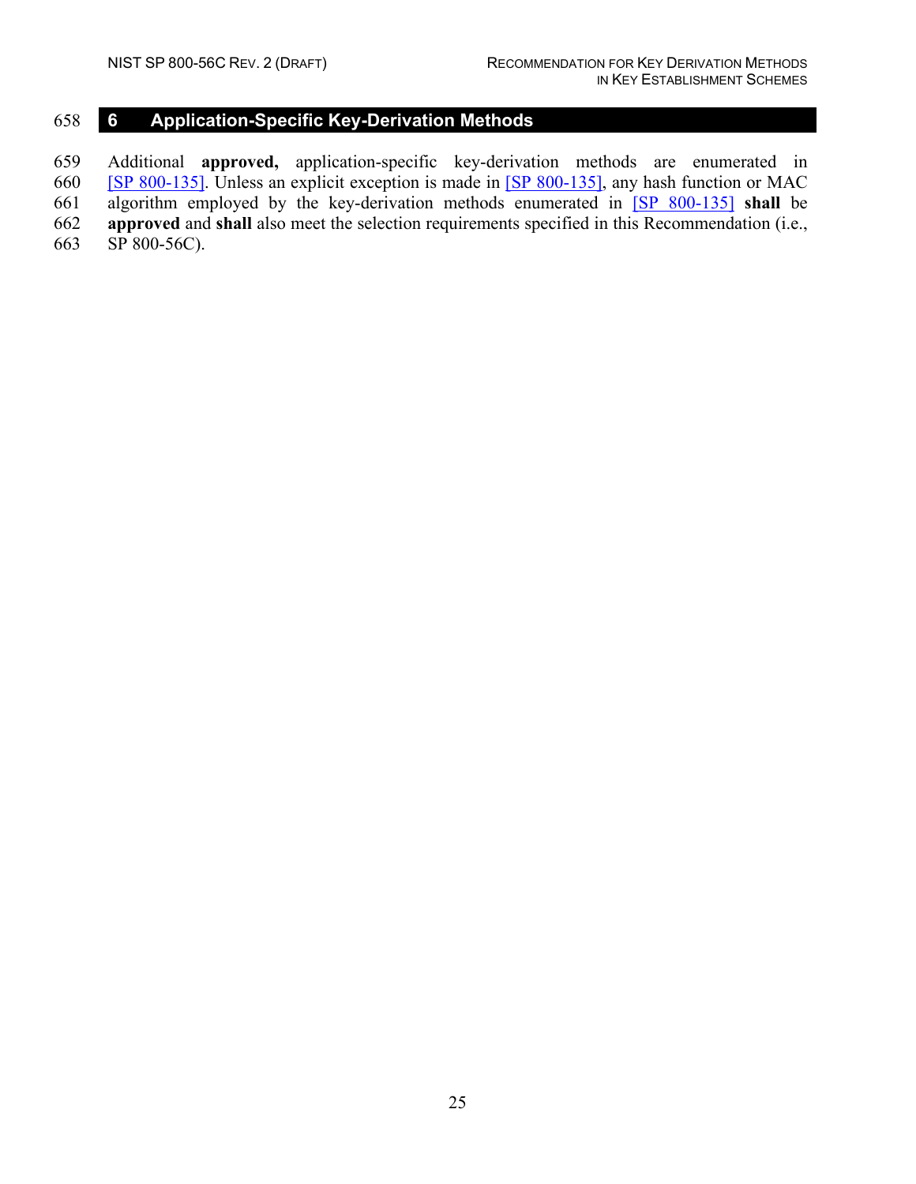# 6 Application-Specific Key-Derivation Methods

Additional **approved,** application-specific key-derivation methods are enumerated in [SP 800-135]. Unless an explicit exception is made in [SP 800-135], any hash function or MAC algorithm employed by the key-derivation methods enumerated in [SP 800-135] **shall** be **approved** and **shall** also meet the selection requirements specified in this Recommendation (i.e., SP 800-56C).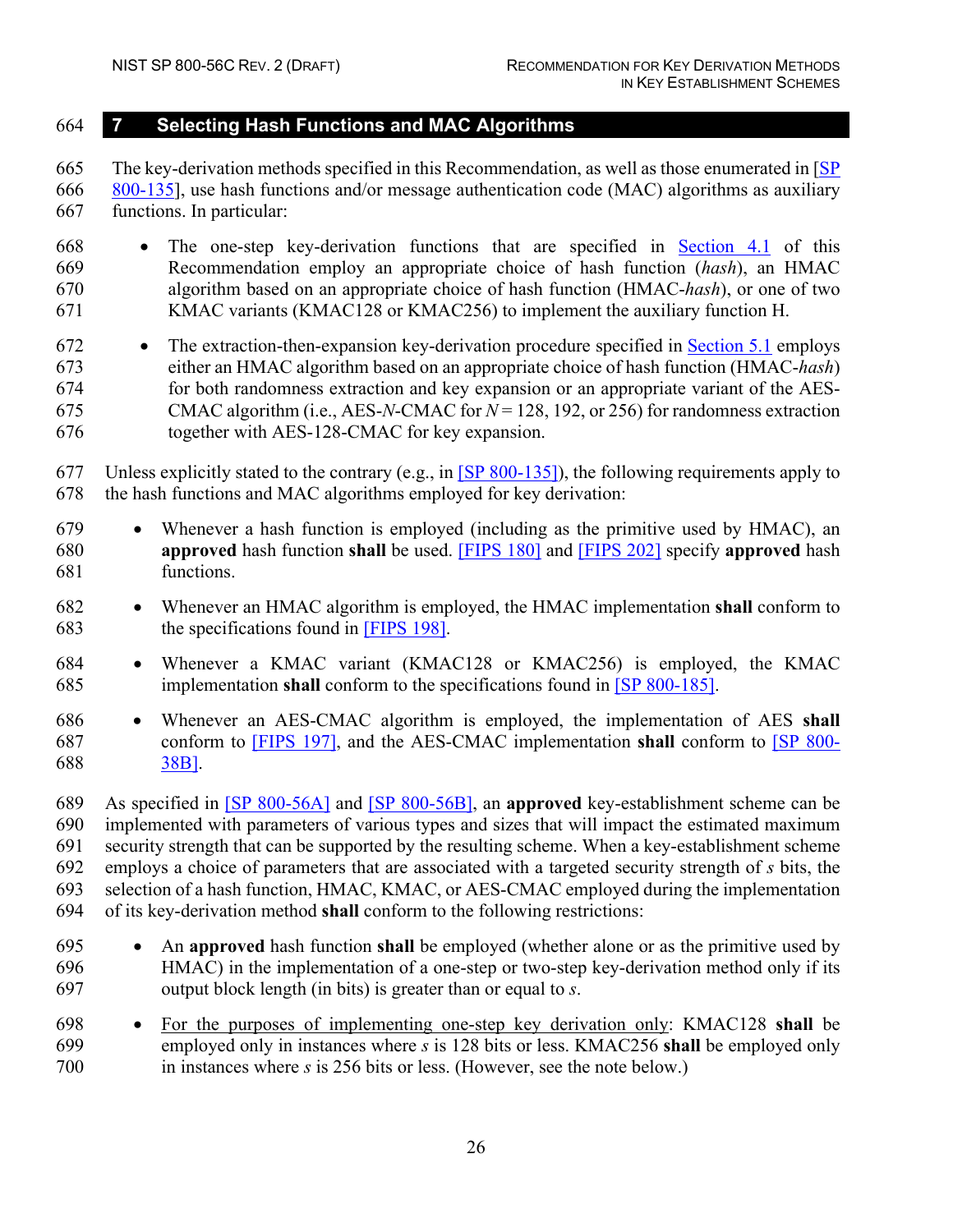# 7 Selecting Hash Functions and MAC Algorithms

The key-derivation methods specified in this Recommendation, as well as those enumerated in [SP 800-135], use hash functions and/or message authentication code (MAC) algorithms as auxiliary functions. In particular:

- The one-step key-derivation functions that are specified in Section 4.1 of this Recommendation employ an appropriate choice of hash function (*hash*), an HMAC algorithm based on an appropriate choice of hash function (HMAC-*hash*), or one of two KMAC variants (KMAC128 or KMAC256) to implement the auxiliary function H.
- The extraction-then-expansion key-derivation procedure specified in Section 5.1 employs either an HMAC algorithm based on an appropriate choice of hash function (HMAC-*hash*) for both randomness extraction and key expansion or an appropriate variant of the AES-CMAC algorithm (i.e., AES-$N$-CMAC for $N$ = 128, 192, or 256) for randomness extraction together with AES-128-CMAC for key expansion.

Unless explicitly stated to the contrary (e.g., in [SP 800-135]), the following requirements apply to the hash functions and MAC algorithms employed for key derivation:

- Whenever a hash function is employed (including as the primitive used by HMAC), an **approved** hash function **shall** be used. [FIPS 180] and [FIPS 202] specify **approved** hash functions.
- Whenever an HMAC algorithm is employed, the HMAC implementation **shall** conform to the specifications found in [FIPS 198].
- Whenever a KMAC variant (KMAC128 or KMAC256) is employed, the KMAC implementation **shall** conform to the specifications found in [SP 800-185].
- Whenever an AES-CMAC algorithm is employed, the implementation of AES **shall** conform to [FIPS 197], and the AES-CMAC implementation **shall** conform to [SP 800-38B].

As specified in [SP 800-56A] and [SP 800-56B], an **approved** key-establishment scheme can be implemented with parameters of various types and sizes that will impact the estimated maximum security strength that can be supported by the resulting scheme. When a key-establishment scheme employs a choice of parameters that are associated with a targeted security strength of $s$ bits, the selection of a hash function, HMAC, KMAC, or AES-CMAC employed during the implementation of its key-derivation method **shall** conform to the following restrictions:

- An **approved** hash function **shall** be employed (whether alone or as the primitive used by HMAC) in the implementation of a one-step or two-step key-derivation method only if its output block length (in bits) is greater than or equal to $s$.
- For the purposes of implementing one-step key derivation only: KMAC128 **shall** be employed only in instances where $s$ is 128 bits or less. KMAC256 **shall** be employed only in instances where $s$ is 256 bits or less. (However, see the note below.)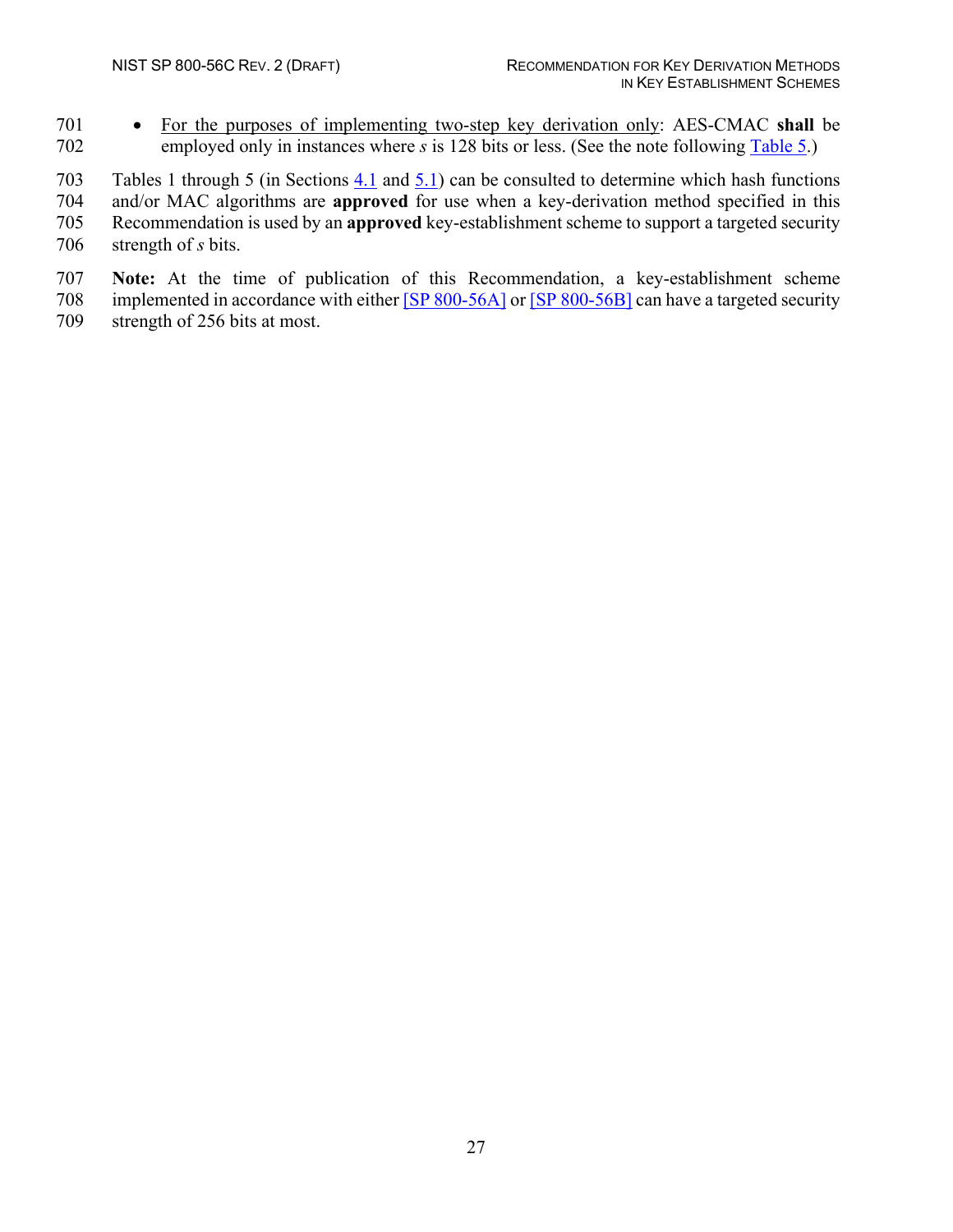- <u>For the purposes of implementing two-step key derivation only</u>: AES-CMAC **shall** be employed only in instances where $s$ is 128 bits or less. (See the note following Table 5.)

Tables 1 through 5 (in Sections 4.1 and 5.1) can be consulted to determine which hash functions and/or MAC algorithms are **approved** for use when a key-derivation method specified in this Recommendation is used by an **approved** key-establishment scheme to support a targeted security strength of $s$ bits.

**Note:** At the time of publication of this Recommendation, a key-establishment scheme implemented in accordance with either [SP 800-56A] or [SP 800-56B] can have a targeted security strength of 256 bits at most.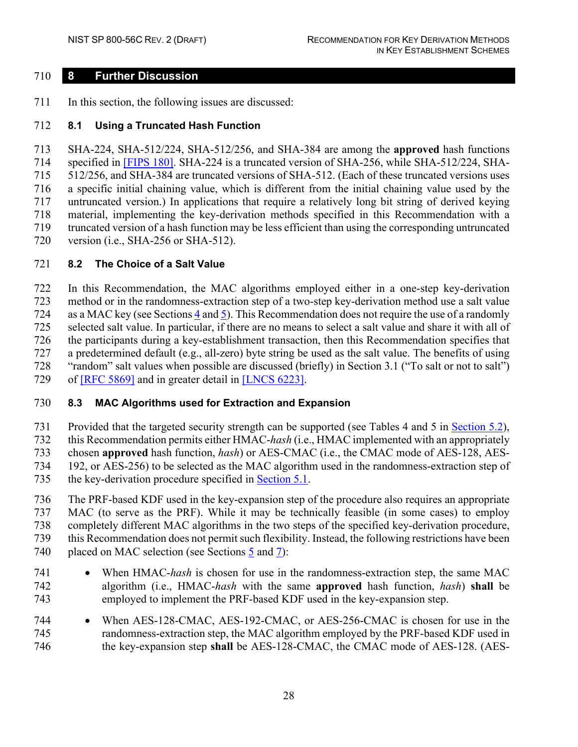# 8 Further Discussion

In this section, the following issues are discussed:

## 8.1 Using a Truncated Hash Function

SHA-224, SHA-512/224, SHA-512/256, and SHA-384 are among the **approved** hash functions specified in [FIPS 180]. SHA-224 is a truncated version of SHA-256, while SHA-512/224, SHA-512/256, and SHA-384 are truncated versions of SHA-512. (Each of these truncated versions uses a specific initial chaining value, which is different from the initial chaining value used by the untruncated version.) In applications that require a relatively long bit string of derived keying material, implementing the key-derivation methods specified in this Recommendation with a truncated version of a hash function may be less efficient than using the corresponding untruncated version (i.e., SHA-256 or SHA-512).

## 8.2 The Choice of a Salt Value

In this Recommendation, the MAC algorithms employed either in a one-step key-derivation method or in the randomness-extraction step of a two-step key-derivation method use a salt value as a MAC key (see Sections 4 and 5). This Recommendation does not require the use of a randomly selected salt value. In particular, if there are no means to select a salt value and share it with all of the participants during a key-establishment transaction, then this Recommendation specifies that a predetermined default (e.g., all-zero) byte string be used as the salt value. The benefits of using "random" salt values when possible are discussed (briefly) in Section 3.1 ("To salt or not to salt") of [RFC 5869] and in greater detail in [LNCS 6223].

## 8.3 MAC Algorithms used for Extraction and Expansion

Provided that the targeted security strength can be supported (see Tables 4 and 5 in Section 5.2), this Recommendation permits either HMAC-*hash* (i.e., HMAC implemented with an appropriately chosen **approved** hash function, *hash*) or AES-CMAC (i.e., the CMAC mode of AES-128, AES-192, or AES-256) to be selected as the MAC algorithm used in the randomness-extraction step of the key-derivation procedure specified in Section 5.1.

The PRF-based KDF used in the key-expansion step of the procedure also requires an appropriate MAC (to serve as the PRF). While it may be technically feasible (in some cases) to employ completely different MAC algorithms in the two steps of the specified key-derivation procedure, this Recommendation does not permit such flexibility. Instead, the following restrictions have been placed on MAC selection (see Sections 5 and 7):

- When HMAC-*hash* is chosen for use in the randomness-extraction step, the same MAC algorithm (i.e., HMAC-*hash* with the same **approved** hash function, *hash*) **shall** be employed to implement the PRF-based KDF used in the key-expansion step.
- When AES-128-CMAC, AES-192-CMAC, or AES-256-CMAC is chosen for use in the randomness-extraction step, the MAC algorithm employed by the PRF-based KDF used in the key-expansion step **shall** be AES-128-CMAC, the CMAC mode of AES-128. (AES-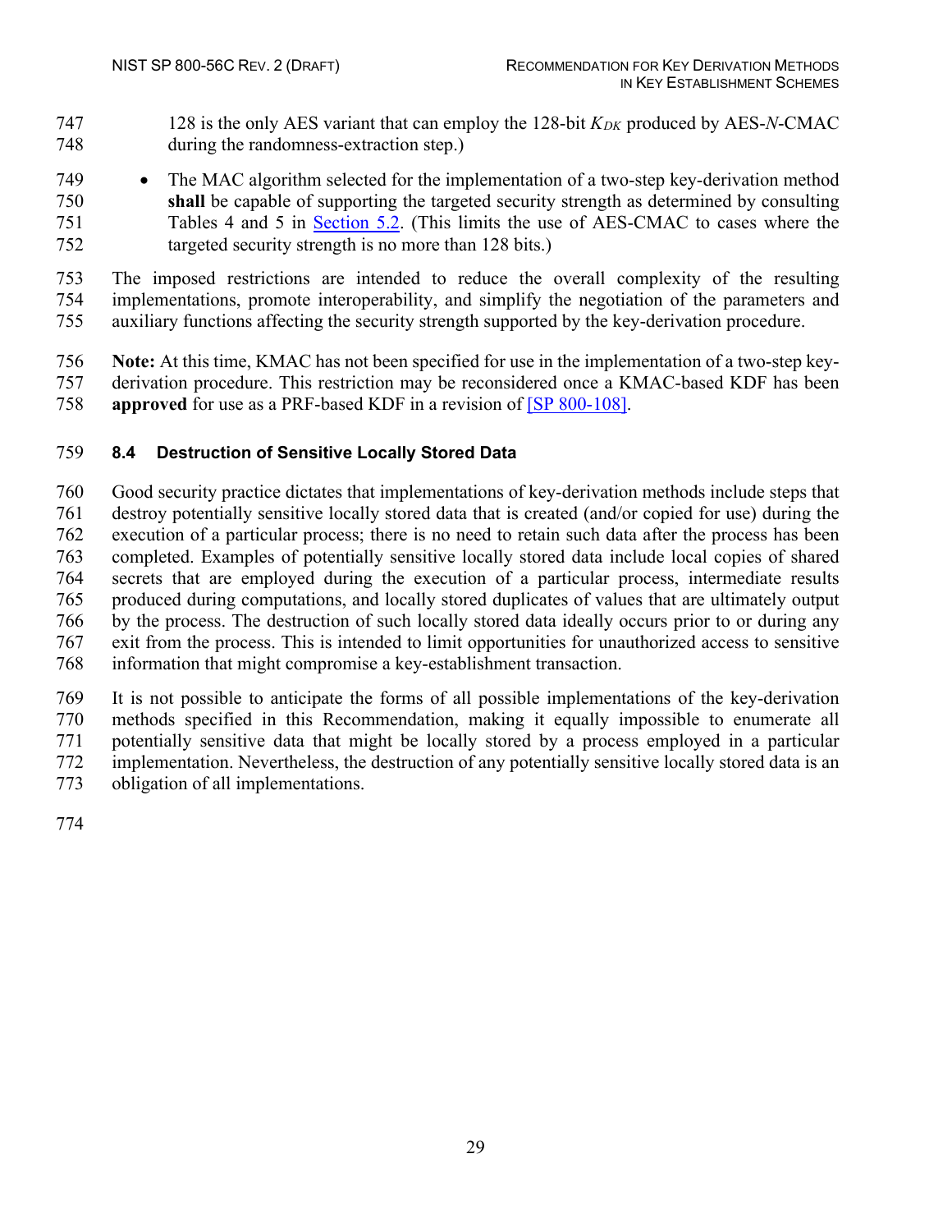128 is the only AES variant that can employ the 128-bit $K_{DK}$ produced by AES-$N$-CMAC during the randomness-extraction step.)

- The MAC algorithm selected for the implementation of a two-step key-derivation method **shall** be capable of supporting the targeted security strength as determined by consulting Tables 4 and 5 in Section 5.2. (This limits the use of AES-CMAC to cases where the targeted security strength is no more than 128 bits.)

The imposed restrictions are intended to reduce the overall complexity of the resulting implementations, promote interoperability, and simplify the negotiation of the parameters and auxiliary functions affecting the security strength supported by the key-derivation procedure.

**Note:** At this time, KMAC has not been specified for use in the implementation of a two-step key-derivation procedure. This restriction may be reconsidered once a KMAC-based KDF has been **approved** for use as a PRF-based KDF in a revision of [SP 800-108].

### 8.4 Destruction of Sensitive Locally Stored Data

Good security practice dictates that implementations of key-derivation methods include steps that destroy potentially sensitive locally stored data that is created (and/or copied for use) during the execution of a particular process; there is no need to retain such data after the process has been completed. Examples of potentially sensitive locally stored data include local copies of shared secrets that are employed during the execution of a particular process, intermediate results produced during computations, and locally stored duplicates of values that are ultimately output by the process. The destruction of such locally stored data ideally occurs prior to or during any exit from the process. This is intended to limit opportunities for unauthorized access to sensitive information that might compromise a key-establishment transaction.

It is not possible to anticipate the forms of all possible implementations of the key-derivation methods specified in this Recommendation, making it equally impossible to enumerate all potentially sensitive data that might be locally stored by a process employed in a particular implementation. Nevertheless, the destruction of any potentially sensitive locally stored data is an obligation of all implementations.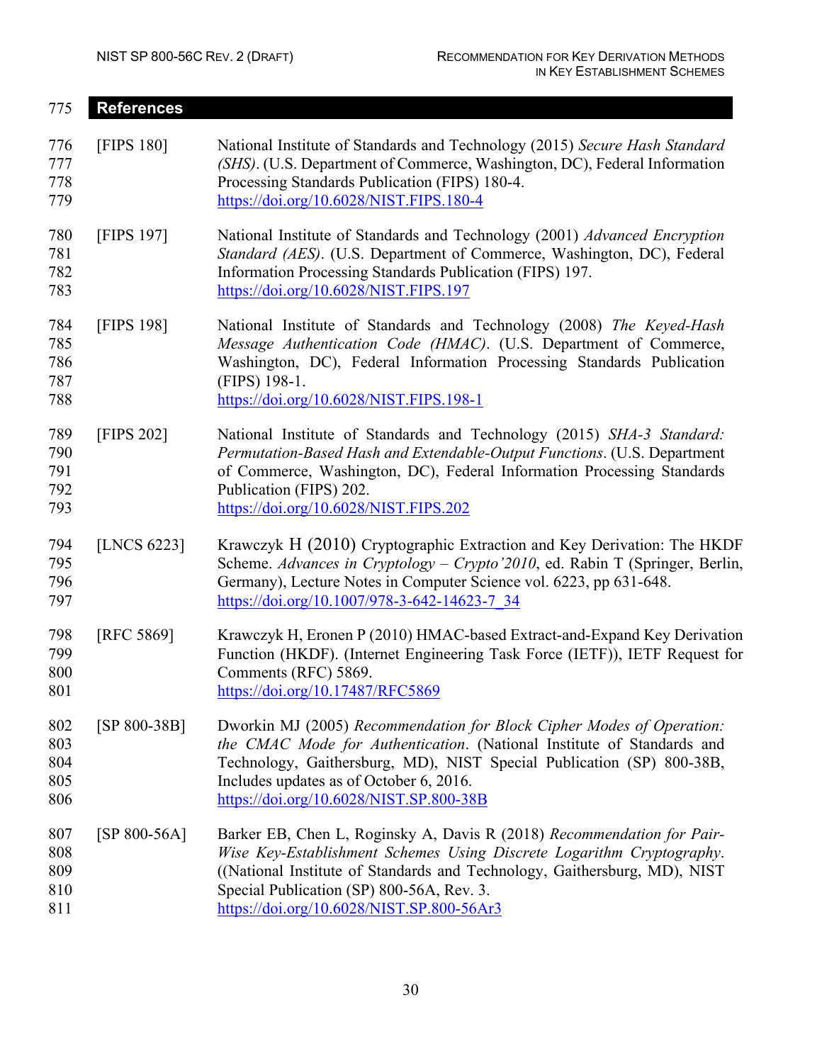## References

[FIPS 180] National Institute of Standards and Technology (2015) *Secure Hash Standard (SHS)*. (U.S. Department of Commerce, Washington, DC), Federal Information Processing Standards Publication (FIPS) 180-4.
https://doi.org/10.6028/NIST.FIPS.180-4

[FIPS 197] National Institute of Standards and Technology (2001) *Advanced Encryption Standard (AES)*. (U.S. Department of Commerce, Washington, DC), Federal Information Processing Standards Publication (FIPS) 197.
https://doi.org/10.6028/NIST.FIPS.197

[FIPS 198] National Institute of Standards and Technology (2008) *The Keyed-Hash Message Authentication Code (HMAC)*. (U.S. Department of Commerce, Washington, DC), Federal Information Processing Standards Publication (FIPS) 198-1.
https://doi.org/10.6028/NIST.FIPS.198-1

[FIPS 202] National Institute of Standards and Technology (2015) *SHA-3 Standard: Permutation-Based Hash and Extendable-Output Functions*. (U.S. Department of Commerce, Washington, DC), Federal Information Processing Standards Publication (FIPS) 202.
https://doi.org/10.6028/NIST.FIPS.202

[LNCS 6223] Krawczyk H (2010) Cryptographic Extraction and Key Derivation: The HKDF Scheme. *Advances in Cryptology – Crypto'2010*, ed. Rabin T (Springer, Berlin, Germany), Lecture Notes in Computer Science vol. 6223, pp 631-648.
https://doi.org/10.1007/978-3-642-14623-7_34

[RFC 5869] Krawczyk H, Eronen P (2010) HMAC-based Extract-and-Expand Key Derivation Function (HKDF). (Internet Engineering Task Force (IETF)), IETF Request for Comments (RFC) 5869.
https://doi.org/10.17487/RFC5869

[SP 800-38B] Dworkin MJ (2005) *Recommendation for Block Cipher Modes of Operation: the CMAC Mode for Authentication*. (National Institute of Standards and Technology, Gaithersburg, MD), NIST Special Publication (SP) 800-38B, Includes updates as of October 6, 2016.
https://doi.org/10.6028/NIST.SP.800-38B

[SP 800-56A] Barker EB, Chen L, Roginsky A, Davis R (2018) *Recommendation for Pair-Wise Key-Establishment Schemes Using Discrete Logarithm Cryptography*. ((National Institute of Standards and Technology, Gaithersburg, MD), NIST Special Publication (SP) 800-56A, Rev. 3.
https://doi.org/10.6028/NIST.SP.800-56Ar3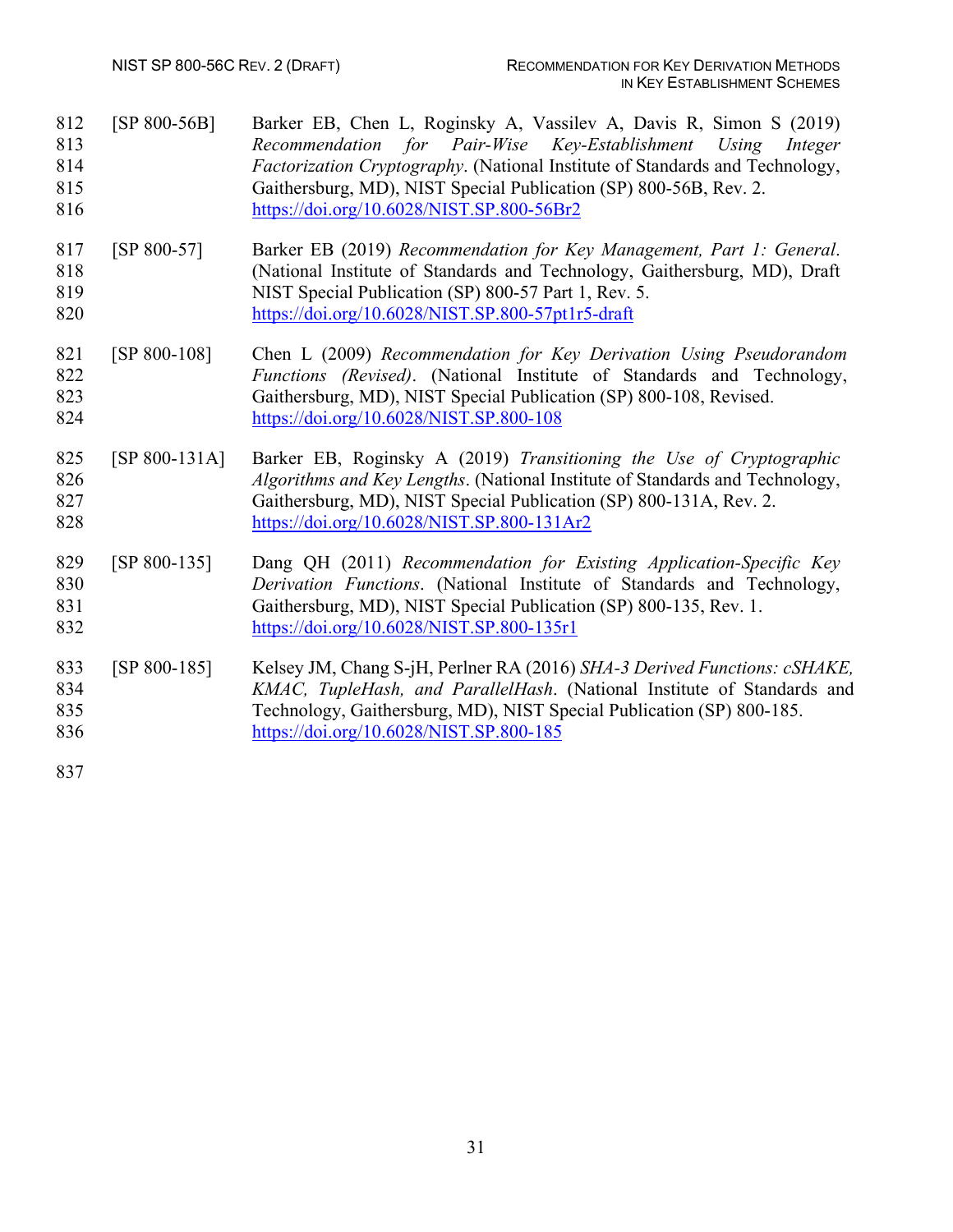[SP 800-56B] Barker EB, Chen L, Roginsky A, Vassilev A, Davis R, Simon S (2019) *Recommendation for Pair-Wise Key-Establishment Using Integer Factorization Cryptography*. (National Institute of Standards and Technology, Gaithersburg, MD), NIST Special Publication (SP) 800-56B, Rev. 2. https://doi.org/10.6028/NIST.SP.800-56Br2

[SP 800-57] Barker EB (2019) *Recommendation for Key Management, Part 1: General*. (National Institute of Standards and Technology, Gaithersburg, MD), Draft NIST Special Publication (SP) 800-57 Part 1, Rev. 5. https://doi.org/10.6028/NIST.SP.800-57pt1r5-draft

[SP 800-108] Chen L (2009) *Recommendation for Key Derivation Using Pseudorandom Functions (Revised)*. (National Institute of Standards and Technology, Gaithersburg, MD), NIST Special Publication (SP) 800-108, Revised. https://doi.org/10.6028/NIST.SP.800-108

[SP 800-131A] Barker EB, Roginsky A (2019) *Transitioning the Use of Cryptographic Algorithms and Key Lengths*. (National Institute of Standards and Technology, Gaithersburg, MD), NIST Special Publication (SP) 800-131A, Rev. 2. https://doi.org/10.6028/NIST.SP.800-131Ar2

[SP 800-135] Dang QH (2011) *Recommendation for Existing Application-Specific Key Derivation Functions*. (National Institute of Standards and Technology, Gaithersburg, MD), NIST Special Publication (SP) 800-135, Rev. 1. https://doi.org/10.6028/NIST.SP.800-135r1

[SP 800-185] Kelsey JM, Chang S-jH, Perlner RA (2016) *SHA-3 Derived Functions: cSHAKE, KMAC, TupleHash, and ParallelHash*. (National Institute of Standards and Technology, Gaithersburg, MD), NIST Special Publication (SP) 800-185. https://doi.org/10.6028/NIST.SP.800-185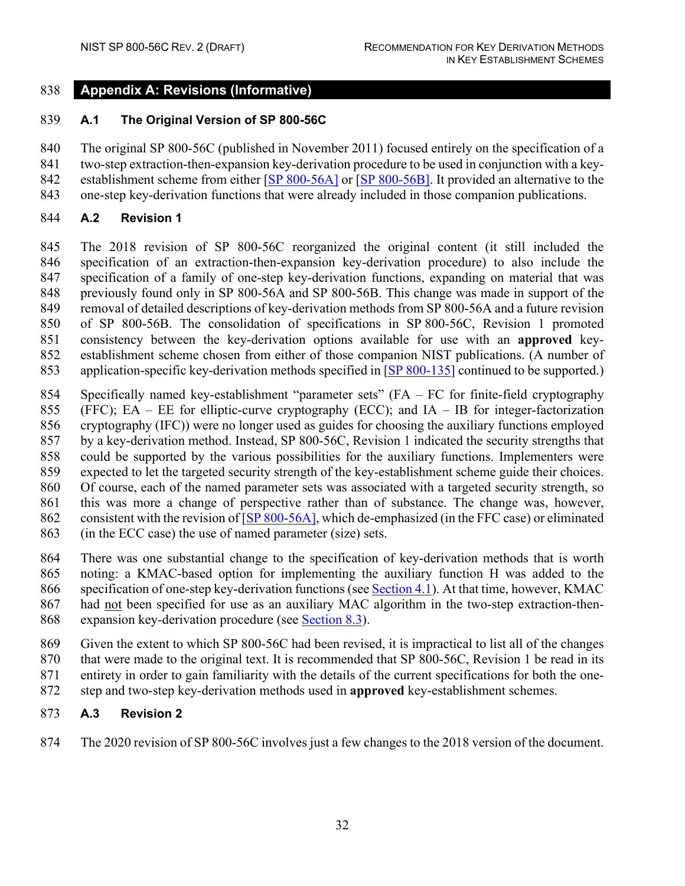# Appendix A: Revisions (Informative)

## A.1 The Original Version of SP 800-56C

The original SP 800-56C (published in November 2011) focused entirely on the specification of a two-step extraction-then-expansion key-derivation procedure to be used in conjunction with a key-establishment scheme from either [SP 800-56A] or [SP 800-56B]. It provided an alternative to the one-step key-derivation functions that were already included in those companion publications.

## A.2 Revision 1

The 2018 revision of SP 800-56C reorganized the original content (it still included the specification of an extraction-then-expansion key-derivation procedure) to also include the specification of a family of one-step key-derivation functions, expanding on material that was previously found only in SP 800-56A and SP 800-56B. This change was made in support of the removal of detailed descriptions of key-derivation methods from SP 800-56A and a future revision of SP 800-56B. The consolidation of specifications in SP 800-56C, Revision 1 promoted consistency between the key-derivation options available for use with an **approved** key-establishment scheme chosen from either of those companion NIST publications. (A number of application-specific key-derivation methods specified in [SP 800-135] continued to be supported.)

Specifically named key-establishment "parameter sets" (FA – FC for finite-field cryptography (FFC); EA – EE for elliptic-curve cryptography (ECC); and IA – IB for integer-factorization cryptography (IFC)) were no longer used as guides for choosing the auxiliary functions employed by a key-derivation method. Instead, SP 800-56C, Revision 1 indicated the security strengths that could be supported by the various possibilities for the auxiliary functions. Implementers were expected to let the targeted security strength of the key-establishment scheme guide their choices. Of course, each of the named parameter sets was associated with a targeted security strength, so this was more a change of perspective rather than of substance. The change was, however, consistent with the revision of [SP 800-56A], which de-emphasized (in the FFC case) or eliminated (in the ECC case) the use of named parameter (size) sets.

There was one substantial change to the specification of key-derivation methods that is worth noting: a KMAC-based option for implementing the auxiliary function H was added to the specification of one-step key-derivation functions (see Section 4.1). At that time, however, KMAC had not been specified for use as an auxiliary MAC algorithm in the two-step extraction-then-expansion key-derivation procedure (see Section 8.3).

Given the extent to which SP 800-56C had been revised, it is impractical to list all of the changes that were made to the original text. It is recommended that SP 800-56C, Revision 1 be read in its entirety in order to gain familiarity with the details of the current specifications for both the one-step and two-step key-derivation methods used in **approved** key-establishment schemes.

## A.3 Revision 2

The 2020 revision of SP 800-56C involves just a few changes to the 2018 version of the document.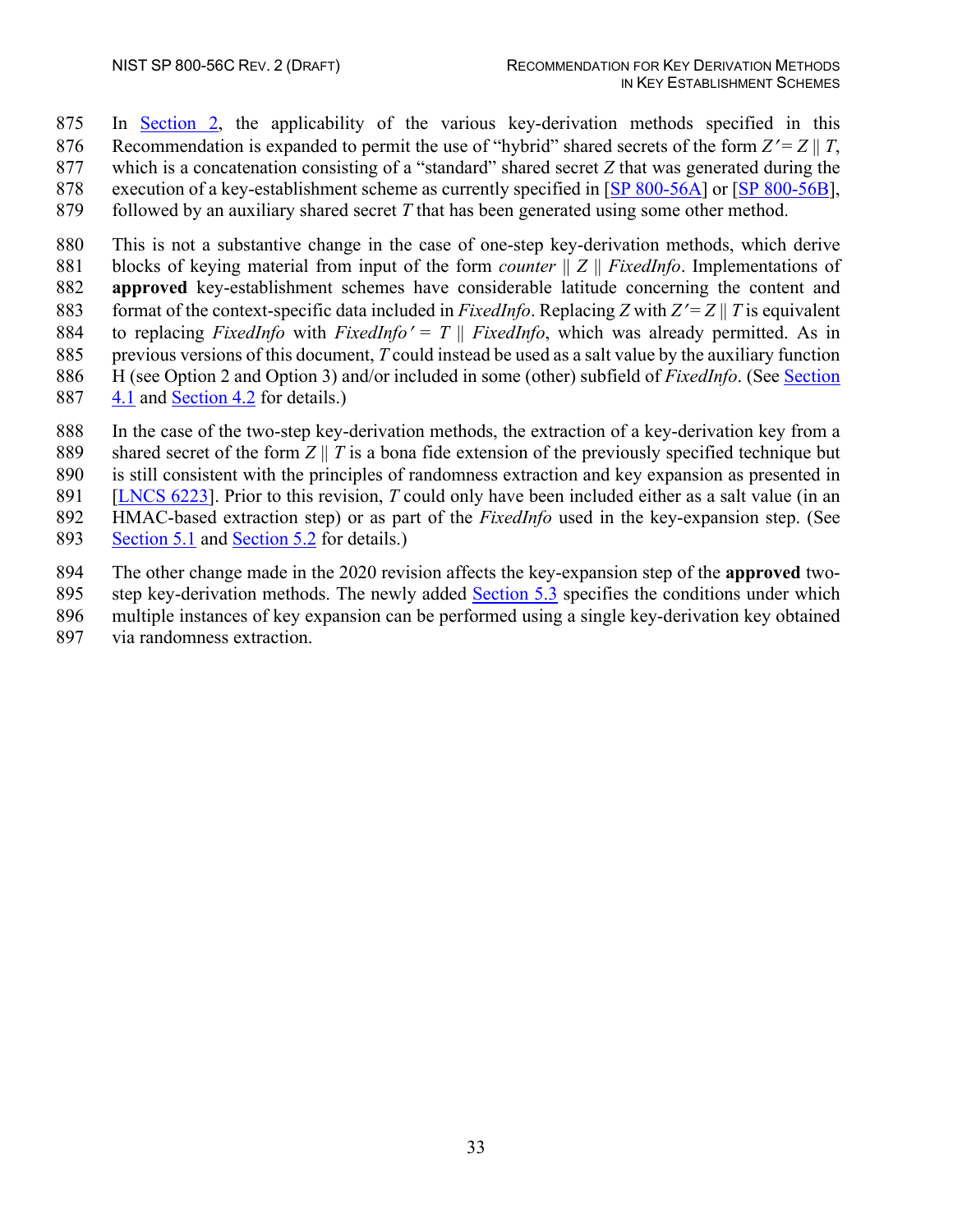In Section 2, the applicability of the various key-derivation methods specified in this Recommendation is expanded to permit the use of "hybrid" shared secrets of the form $Z' = Z \| T$, which is a concatenation consisting of a "standard" shared secret $Z$ that was generated during the execution of a key-establishment scheme as currently specified in [SP 800-56A] or [SP 800-56B], followed by an auxiliary shared secret $T$ that has been generated using some other method.

This is not a substantive change in the case of one-step key-derivation methods, which derive blocks of keying material from input of the form $counter \| Z \| FixedInfo$. Implementations of **approved** key-establishment schemes have considerable latitude concerning the content and format of the context-specific data included in *FixedInfo*. Replacing $Z$ with $Z' = Z \| T$ is equivalent to replacing *FixedInfo* with $FixedInfo' = T \| FixedInfo$, which was already permitted. As in previous versions of this document, $T$ could instead be used as a salt value by the auxiliary function H (see Option 2 and Option 3) and/or included in some (other) subfield of *FixedInfo*. (See Section 4.1 and Section 4.2 for details.)

In the case of the two-step key-derivation methods, the extraction of a key-derivation key from a shared secret of the form $Z \| T$ is a bona fide extension of the previously specified technique but is still consistent with the principles of randomness extraction and key expansion as presented in [LNCS 6223]. Prior to this revision, $T$ could only have been included either as a salt value (in an HMAC-based extraction step) or as part of the *FixedInfo* used in the key-expansion step. (See Section 5.1 and Section 5.2 for details.)

The other change made in the 2020 revision affects the key-expansion step of the **approved** two-step key-derivation methods. The newly added Section 5.3 specifies the conditions under which multiple instances of key expansion can be performed using a single key-derivation key obtained via randomness extraction.